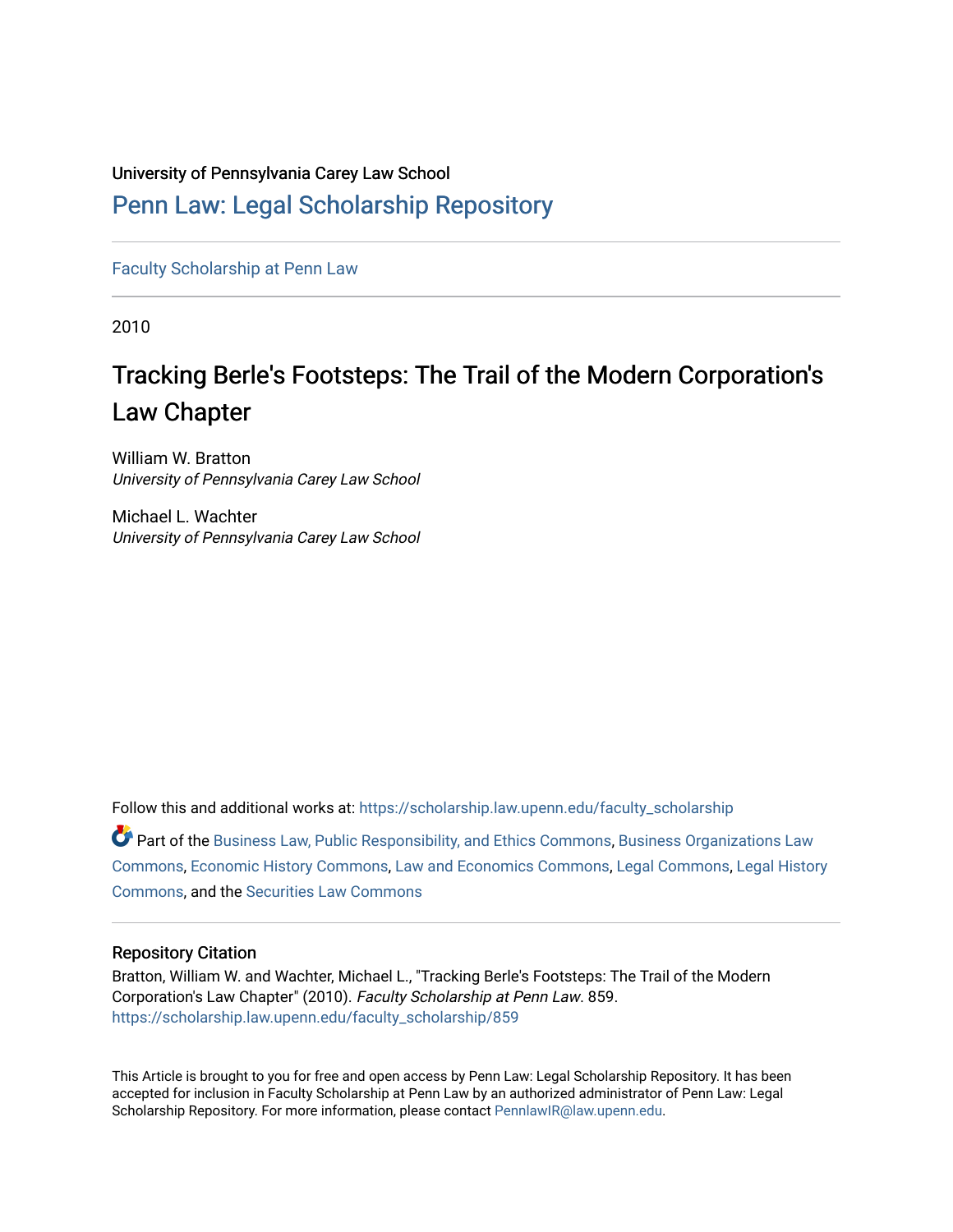University of Pennsylvania Carey Law School

# Penn Law: Legal Scholarship Repository

Faculty Scholarship at Penn Law

2010

## Tracking Berle's Footsteps: The Trail of the Modern Corporation's Law Chapter

William W. Bratton
*University of Pennsylvania Carey Law School*

Michael L. Wachter
*University of Pennsylvania Carey Law School*

Follow this and additional works at: https://scholarship.law.upenn.edu/faculty_scholarship

Part of the Business Law, Public Responsibility, and Ethics Commons, Business Organizations Law Commons, Economic History Commons, Law and Economics Commons, Legal Commons, Legal History Commons, and the Securities Law Commons

### Repository Citation

Bratton, William W. and Wachter, Michael L., "Tracking Berle's Footsteps: The Trail of the Modern Corporation's Law Chapter" (2010). *Faculty Scholarship at Penn Law*. 859.
https://scholarship.law.upenn.edu/faculty_scholarship/859

This Article is brought to you for free and open access by Penn Law: Legal Scholarship Repository. It has been accepted for inclusion in Faculty Scholarship at Penn Law by an authorized administrator of Penn Law: Legal Scholarship Repository. For more information, please contact PennlawIR@law.upenn.edu.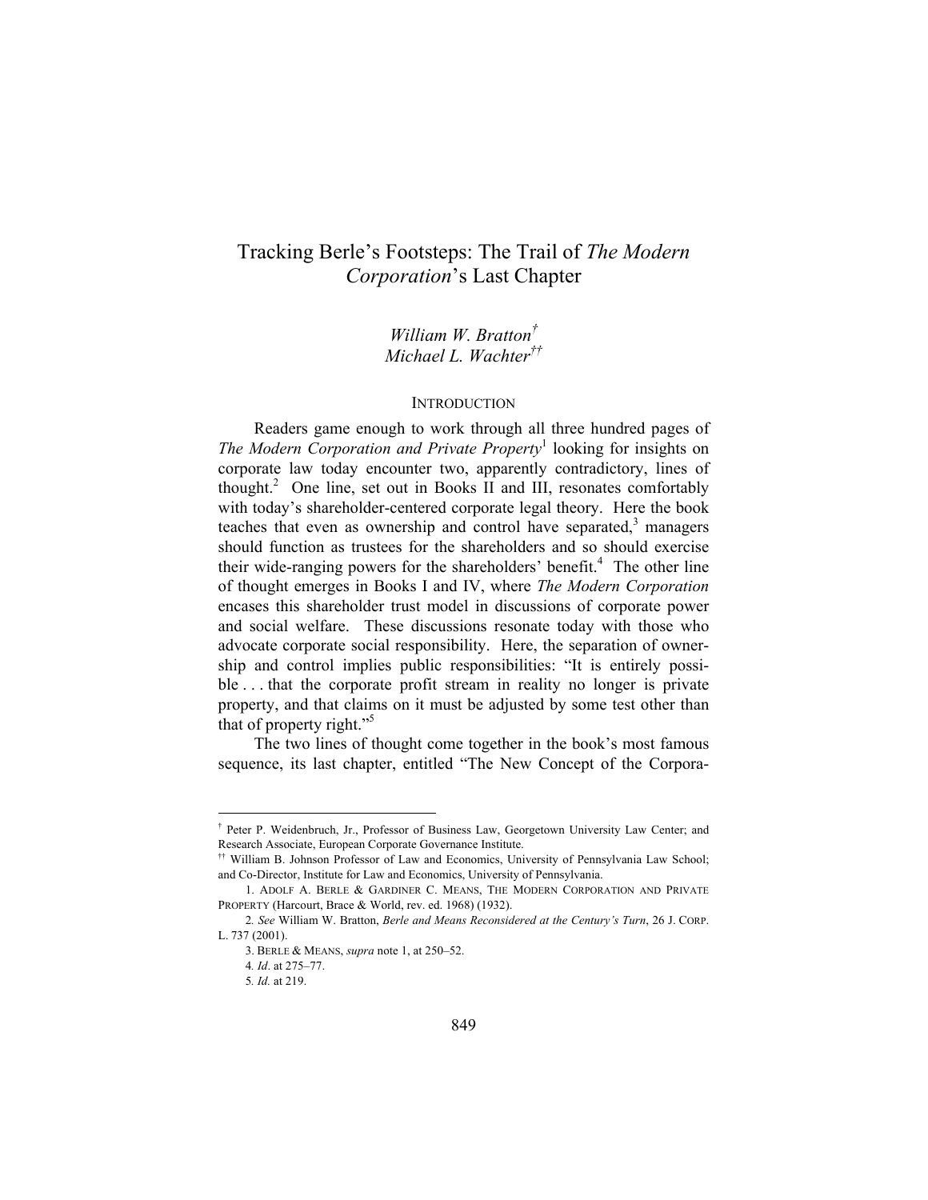# Tracking Berle's Footsteps: The Trail of *The Modern Corporation*'s Last Chapter

*William W. Bratton*[†]
*Michael L. Wachter*[††]

## INTRODUCTION

Readers game enough to work through all three hundred pages of *The Modern Corporation and Private Property*[1] looking for insights on corporate law today encounter two, apparently contradictory, lines of thought.[2] One line, set out in Books II and III, resonates comfortably with today's shareholder-centered corporate legal theory. Here the book teaches that even as ownership and control have separated,[3] managers should function as trustees for the shareholders and so should exercise their wide-ranging powers for the shareholders' benefit.[4] The other line of thought emerges in Books I and IV, where *The Modern Corporation* encases this shareholder trust model in discussions of corporate power and social welfare. These discussions resonate today with those who advocate corporate social responsibility. Here, the separation of ownership and control implies public responsibilities: "It is entirely possible . . . that the corporate profit stream in reality no longer is private property, and that claims on it must be adjusted by some test other than that of property right."[5]

The two lines of thought come together in the book's most famous sequence, its last chapter, entitled "The New Concept of the Corpora-

---

[†] Peter P. Weidenbruch, Jr., Professor of Business Law, Georgetown University Law Center; and Research Associate, European Corporate Governance Institute.

[††] William B. Johnson Professor of Law and Economics, University of Pennsylvania Law School; and Co-Director, Institute for Law and Economics, University of Pennsylvania.

1. ADOLF A. BERLE & GARDINER C. MEANS, THE MODERN CORPORATION AND PRIVATE PROPERTY (Harcourt, Brace & World, rev. ed. 1968) (1932).

2. *See* William W. Bratton, *Berle and Means Reconsidered at the Century's Turn*, 26 J. CORP. L. 737 (2001).

3. BERLE & MEANS, *supra* note 1, at 250–52.

4. *Id*. at 275–77.

5. *Id.* at 219.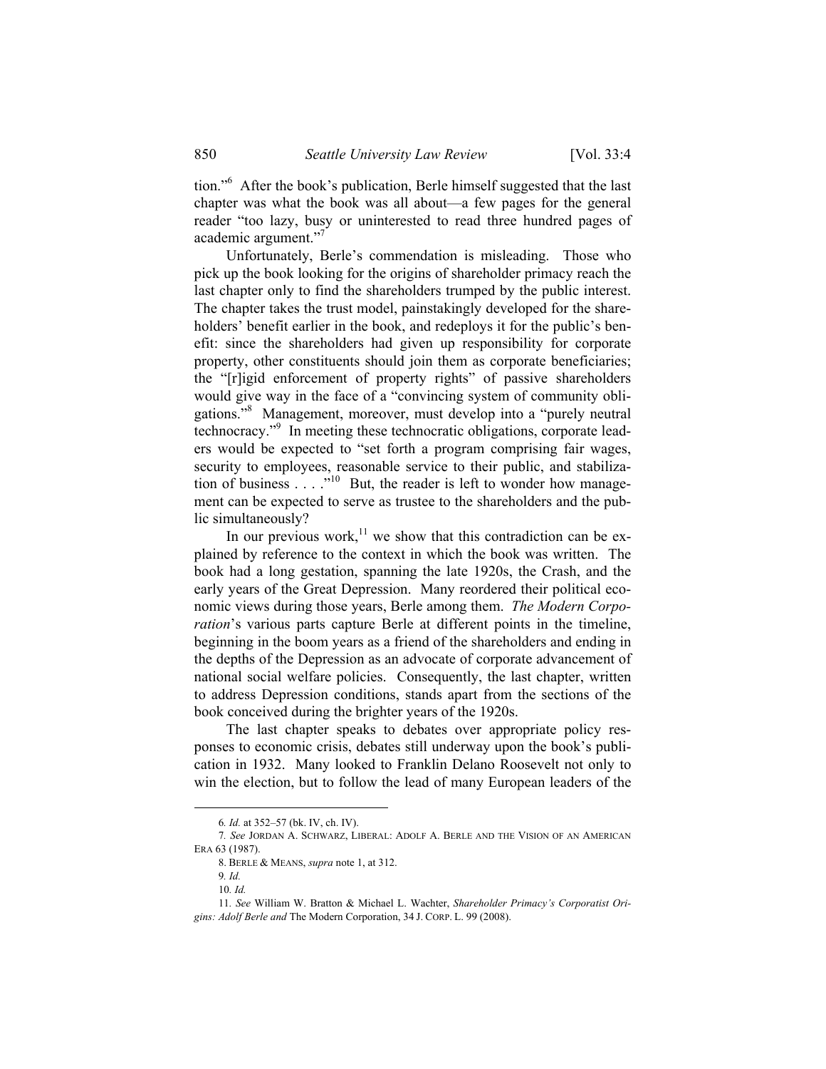tion."[6] After the book's publication, Berle himself suggested that the last chapter was what the book was all about—a few pages for the general reader "too lazy, busy or uninterested to read three hundred pages of academic argument."[7]

Unfortunately, Berle's commendation is misleading. Those who pick up the book looking for the origins of shareholder primacy reach the last chapter only to find the shareholders trumped by the public interest. The chapter takes the trust model, painstakingly developed for the shareholders' benefit earlier in the book, and redeploys it for the public's benefit: since the shareholders had given up responsibility for corporate property, other constituents should join them as corporate beneficiaries; the "[r]igid enforcement of property rights" of passive shareholders would give way in the face of a "convincing system of community obligations."[8] Management, moreover, must develop into a "purely neutral technocracy."[9] In meeting these technocratic obligations, corporate leaders would be expected to "set forth a program comprising fair wages, security to employees, reasonable service to their public, and stabilization of business . . . ."[10] But, the reader is left to wonder how management can be expected to serve as trustee to the shareholders and the public simultaneously?

In our previous work,[11] we show that this contradiction can be explained by reference to the context in which the book was written. The book had a long gestation, spanning the late 1920s, the Crash, and the early years of the Great Depression. Many reordered their political economic views during those years, Berle among them. *The Modern Corporation*'s various parts capture Berle at different points in the timeline, beginning in the boom years as a friend of the shareholders and ending in the depths of the Depression as an advocate of corporate advancement of national social welfare policies. Consequently, the last chapter, written to address Depression conditions, stands apart from the sections of the book conceived during the brighter years of the 1920s.

The last chapter speaks to debates over appropriate policy responses to economic crisis, debates still underway upon the book's publication in 1932. Many looked to Franklin Delano Roosevelt not only to win the election, but to follow the lead of many European leaders of the

---

6. *Id.* at 352–57 (bk. IV, ch. IV).

7. *See* JORDAN A. SCHWARZ, LIBERAL: ADOLF A. BERLE AND THE VISION OF AN AMERICAN ERA 63 (1987).

8. BERLE & MEANS, *supra* note 1, at 312.

9. *Id.*

10. *Id.*

11. *See* William W. Bratton & Michael L. Wachter, *Shareholder Primacy's Corporatist Origins: Adolf Berle and* The Modern Corporation, 34 J. CORP. L. 99 (2008).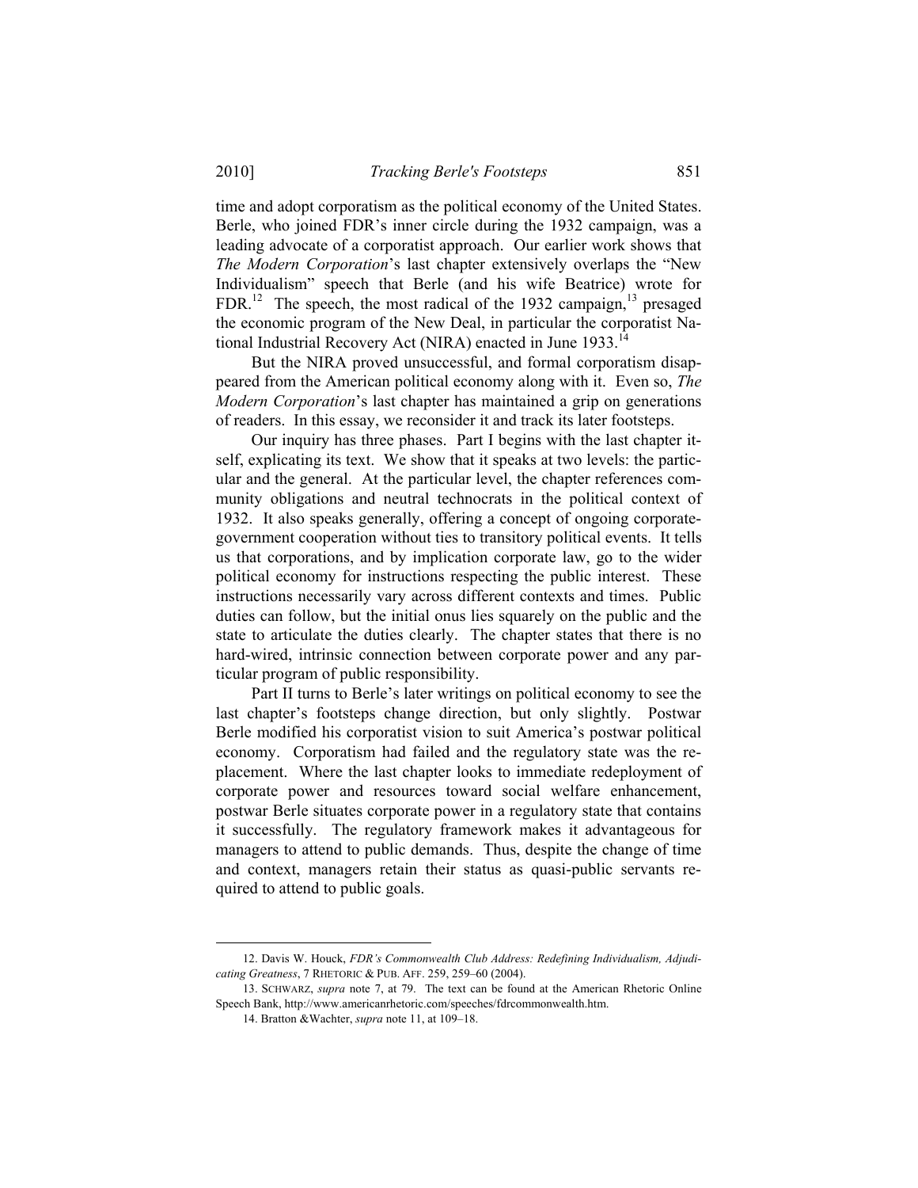time and adopt corporatism as the political economy of the United States. Berle, who joined FDR's inner circle during the 1932 campaign, was a leading advocate of a corporatist approach. Our earlier work shows that *The Modern Corporation*'s last chapter extensively overlaps the "New Individualism" speech that Berle (and his wife Beatrice) wrote for FDR.[12] The speech, the most radical of the 1932 campaign,[13] presaged the economic program of the New Deal, in particular the corporatist National Industrial Recovery Act (NIRA) enacted in June 1933.[14]

But the NIRA proved unsuccessful, and formal corporatism disappeared from the American political economy along with it. Even so, *The Modern Corporation*'s last chapter has maintained a grip on generations of readers. In this essay, we reconsider it and track its later footsteps.

Our inquiry has three phases. Part I begins with the last chapter itself, explicating its text. We show that it speaks at two levels: the particular and the general. At the particular level, the chapter references community obligations and neutral technocrats in the political context of 1932. It also speaks generally, offering a concept of ongoing corporate-government cooperation without ties to transitory political events. It tells us that corporations, and by implication corporate law, go to the wider political economy for instructions respecting the public interest. These instructions necessarily vary across different contexts and times. Public duties can follow, but the initial onus lies squarely on the public and the state to articulate the duties clearly. The chapter states that there is no hard-wired, intrinsic connection between corporate power and any particular program of public responsibility.

Part II turns to Berle's later writings on political economy to see the last chapter's footsteps change direction, but only slightly. Postwar Berle modified his corporatist vision to suit America's postwar political economy. Corporatism had failed and the regulatory state was the replacement. Where the last chapter looks to immediate redeployment of corporate power and resources toward social welfare enhancement, postwar Berle situates corporate power in a regulatory state that contains it successfully. The regulatory framework makes it advantageous for managers to attend to public demands. Thus, despite the change of time and context, managers retain their status as quasi-public servants required to attend to public goals.

---

12. Davis W. Houck, *FDR's Commonwealth Club Address: Redefining Individualism, Adjudicating Greatness*, 7 RHETORIC & PUB. AFF. 259, 259–60 (2004).

13. SCHWARZ, *supra* note 7, at 79. The text can be found at the American Rhetoric Online Speech Bank, http://www.americanrhetoric.com/speeches/fdrcommonwealth.htm.

14. Bratton &Wachter, *supra* note 11, at 109–18.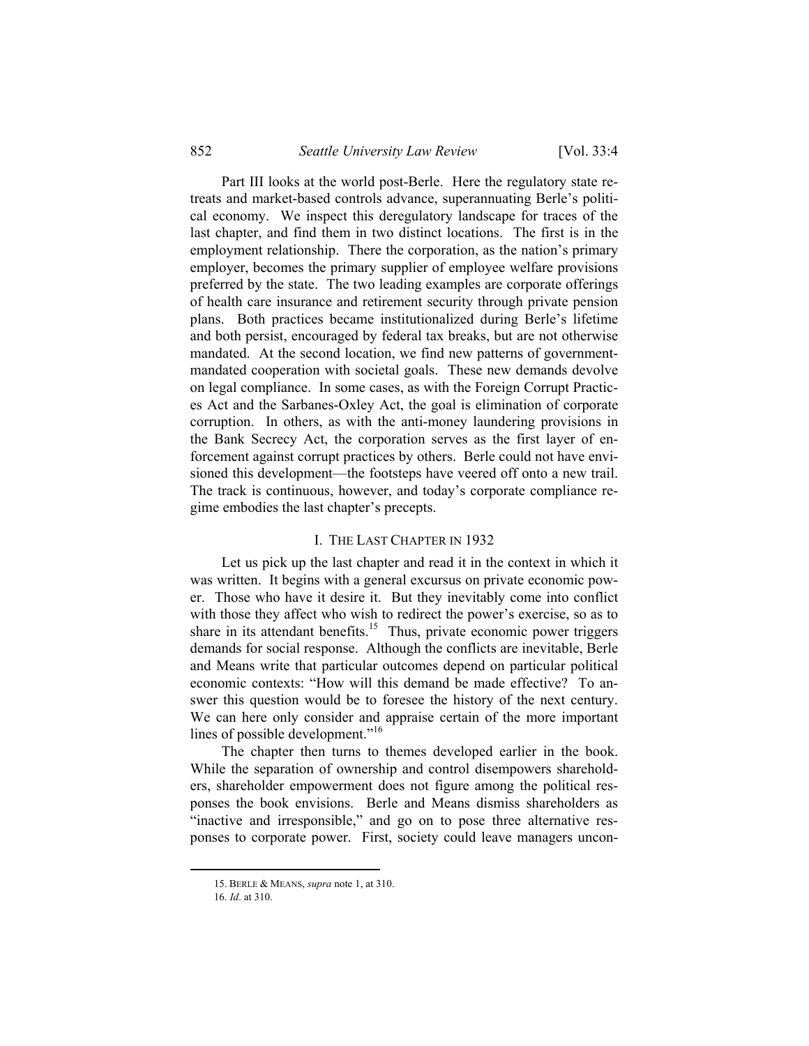Part III looks at the world post-Berle. Here the regulatory state retreats and market-based controls advance, superannuating Berle's political economy. We inspect this deregulatory landscape for traces of the last chapter, and find them in two distinct locations. The first is in the employment relationship. There the corporation, as the nation's primary employer, becomes the primary supplier of employee welfare provisions preferred by the state. The two leading examples are corporate offerings of health care insurance and retirement security through private pension plans. Both practices became institutionalized during Berle's lifetime and both persist, encouraged by federal tax breaks, but are not otherwise mandated. At the second location, we find new patterns of government-mandated cooperation with societal goals. These new demands devolve on legal compliance. In some cases, as with the Foreign Corrupt Practices Act and the Sarbanes-Oxley Act, the goal is elimination of corporate corruption. In others, as with the anti-money laundering provisions in the Bank Secrecy Act, the corporation serves as the first layer of enforcement against corrupt practices by others. Berle could not have envisioned this development—the footsteps have veered off onto a new trail. The track is continuous, however, and today's corporate compliance regime embodies the last chapter's precepts.

## I. THE LAST CHAPTER IN 1932

Let us pick up the last chapter and read it in the context in which it was written. It begins with a general excursus on private economic power. Those who have it desire it. But they inevitably come into conflict with those they affect who wish to redirect the power's exercise, so as to share in its attendant benefits.[15] Thus, private economic power triggers demands for social response. Although the conflicts are inevitable, Berle and Means write that particular outcomes depend on particular political economic contexts: "How will this demand be made effective? To answer this question would be to foresee the history of the next century. We can here only consider and appraise certain of the more important lines of possible development."[16]

The chapter then turns to themes developed earlier in the book. While the separation of ownership and control disempowers shareholders, shareholder empowerment does not figure among the political responses the book envisions. Berle and Means dismiss shareholders as "inactive and irresponsible," and go on to pose three alternative responses to corporate power. First, society could leave managers uncon-

15. BERLE & MEANS, *supra* note 1, at 310.

16. *Id*. at 310.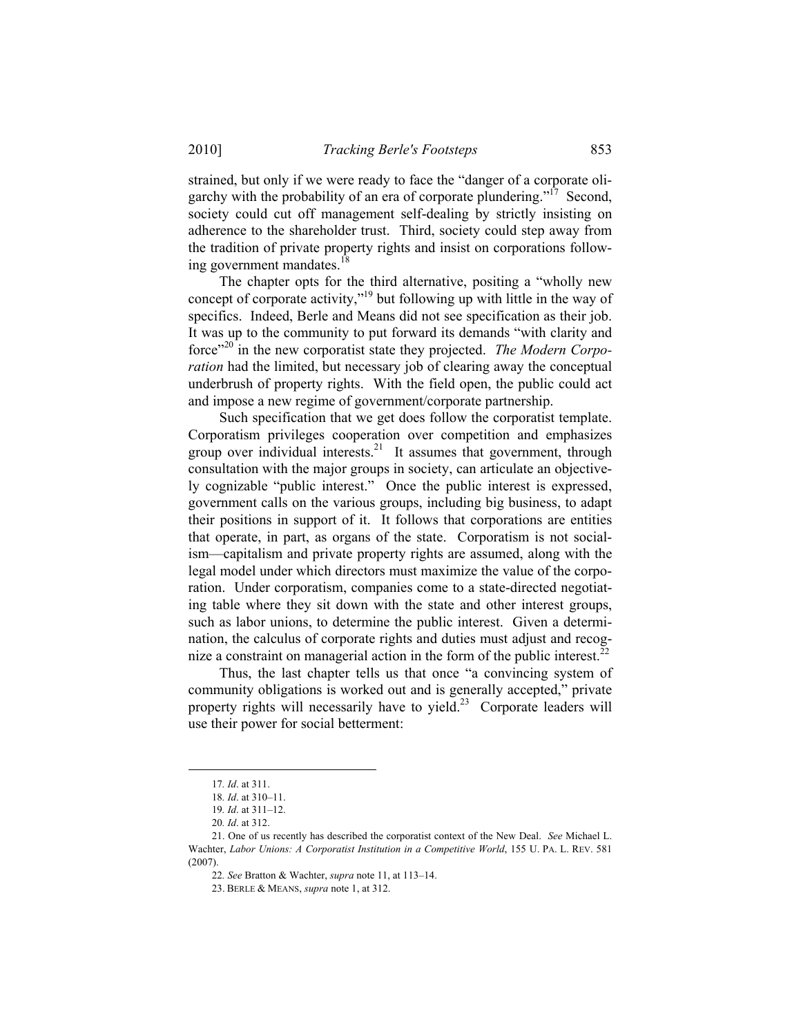strained, but only if we were ready to face the "danger of a corporate oligarchy with the probability of an era of corporate plundering."[17] Second, society could cut off management self-dealing by strictly insisting on adherence to the shareholder trust. Third, society could step away from the tradition of private property rights and insist on corporations following government mandates.[18]

The chapter opts for the third alternative, positing a "wholly new concept of corporate activity,"[19] but following up with little in the way of specifics. Indeed, Berle and Means did not see specification as their job. It was up to the community to put forward its demands "with clarity and force"[20] in the new corporatist state they projected. *The Modern Corporation* had the limited, but necessary job of clearing away the conceptual underbrush of property rights. With the field open, the public could act and impose a new regime of government/corporate partnership.

Such specification that we get does follow the corporatist template. Corporatism privileges cooperation over competition and emphasizes group over individual interests.[21] It assumes that government, through consultation with the major groups in society, can articulate an objectively cognizable "public interest." Once the public interest is expressed, government calls on the various groups, including big business, to adapt their positions in support of it. It follows that corporations are entities that operate, in part, as organs of the state. Corporatism is not socialism—capitalism and private property rights are assumed, along with the legal model under which directors must maximize the value of the corporation. Under corporatism, companies come to a state-directed negotiating table where they sit down with the state and other interest groups, such as labor unions, to determine the public interest. Given a determination, the calculus of corporate rights and duties must adjust and recognize a constraint on managerial action in the form of the public interest.[22]

Thus, the last chapter tells us that once "a convincing system of community obligations is worked out and is generally accepted," private property rights will necessarily have to yield.[23] Corporate leaders will use their power for social betterment:

---

17. *Id*. at 311.

18. *Id*. at 310–11.

19. *Id*. at 311–12.

20. *Id*. at 312.

21. One of us recently has described the corporatist context of the New Deal. *See* Michael L. Wachter, *Labor Unions: A Corporatist Institution in a Competitive World*, 155 U. PA. L. REV. 581 (2007).

22. *See* Bratton & Wachter, *supra* note 11, at 113–14.

23. BERLE & MEANS, *supra* note 1, at 312.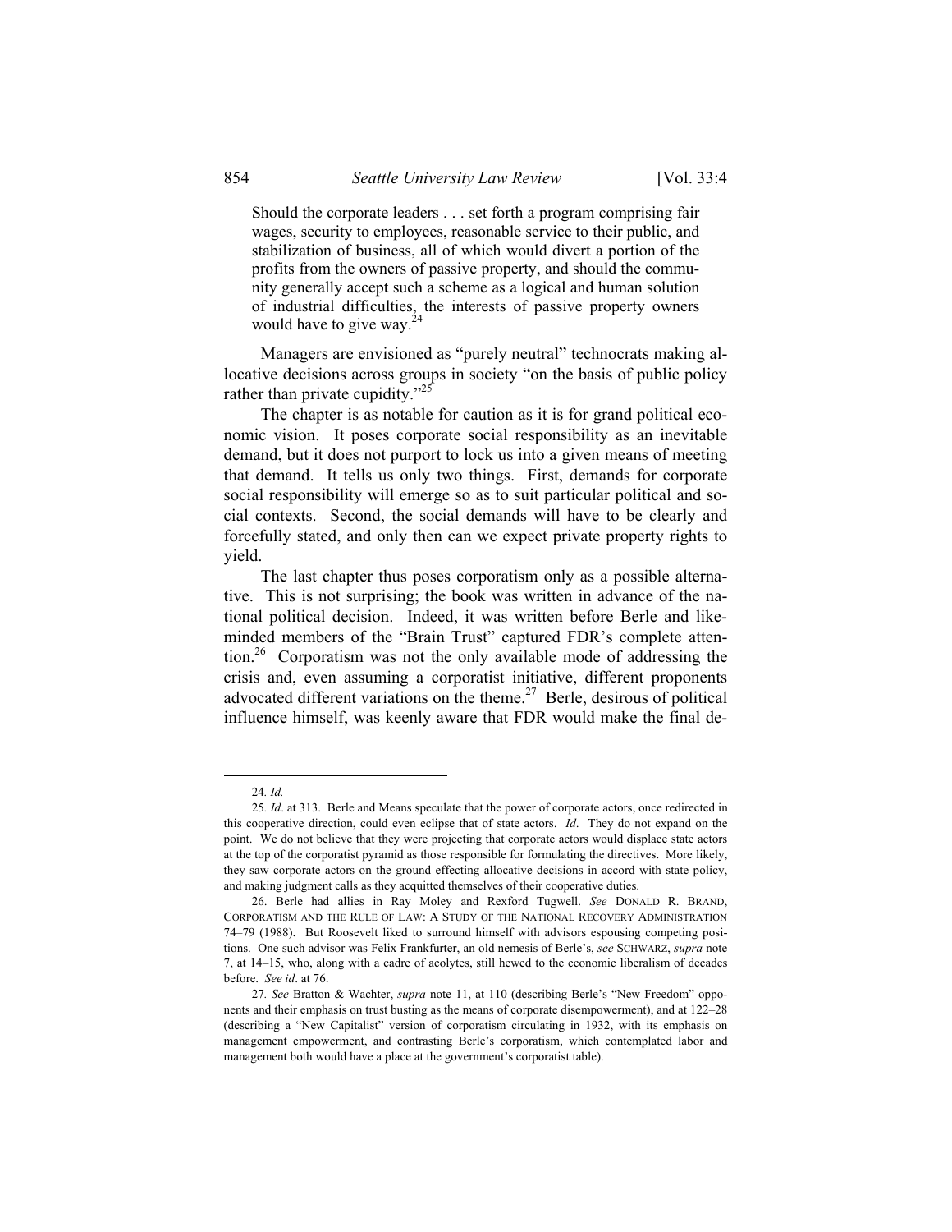> Should the corporate leaders . . . set forth a program comprising fair wages, security to employees, reasonable service to their public, and stabilization of business, all of which would divert a portion of the profits from the owners of passive property, and should the community generally accept such a scheme as a logical and human solution of industrial difficulties, the interests of passive property owners would have to give way.[24]

Managers are envisioned as "purely neutral" technocrats making allocative decisions across groups in society "on the basis of public policy rather than private cupidity."[25]

The chapter is as notable for caution as it is for grand political economic vision. It poses corporate social responsibility as an inevitable demand, but it does not purport to lock us into a given means of meeting that demand. It tells us only two things. First, demands for corporate social responsibility will emerge so as to suit particular political and social contexts. Second, the social demands will have to be clearly and forcefully stated, and only then can we expect private property rights to yield.

The last chapter thus poses corporatism only as a possible alternative. This is not surprising; the book was written in advance of the national political decision. Indeed, it was written before Berle and like-minded members of the "Brain Trust" captured FDR's complete attention.[26] Corporatism was not the only available mode of addressing the crisis and, even assuming a corporatist initiative, different proponents advocated different variations on the theme.[27] Berle, desirous of political influence himself, was keenly aware that FDR would make the final de-

---

24. *Id.*

25. *Id*. at 313. Berle and Means speculate that the power of corporate actors, once redirected in this cooperative direction, could even eclipse that of state actors. *Id*. They do not expand on the point. We do not believe that they were projecting that corporate actors would displace state actors at the top of the corporatist pyramid as those responsible for formulating the directives. More likely, they saw corporate actors on the ground effecting allocative decisions in accord with state policy, and making judgment calls as they acquitted themselves of their cooperative duties.

26. Berle had allies in Ray Moley and Rexford Tugwell. *See* DONALD R. BRAND, CORPORATISM AND THE RULE OF LAW: A STUDY OF THE NATIONAL RECOVERY ADMINISTRATION 74–79 (1988). But Roosevelt liked to surround himself with advisors espousing competing positions. One such advisor was Felix Frankfurter, an old nemesis of Berle's, *see* SCHWARZ, *supra* note 7, at 14–15, who, along with a cadre of acolytes, still hewed to the economic liberalism of decades before. *See id*. at 76.

27. *See* Bratton & Wachter, *supra* note 11, at 110 (describing Berle's "New Freedom" opponents and their emphasis on trust busting as the means of corporate disempowerment), and at 122–28 (describing a "New Capitalist" version of corporatism circulating in 1932, with its emphasis on management empowerment, and contrasting Berle's corporatism, which contemplated labor and management both would have a place at the government's corporatist table).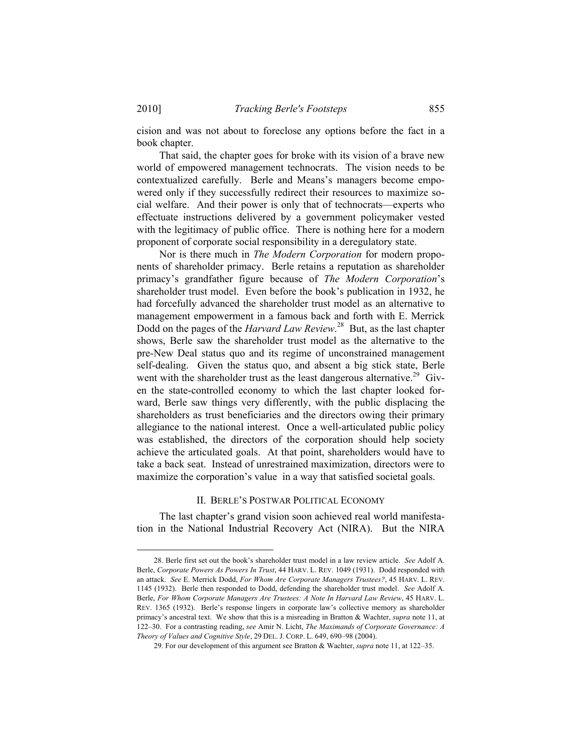cision and was not about to foreclose any options before the fact in a book chapter.

That said, the chapter goes for broke with its vision of a brave new world of empowered management technocrats. The vision needs to be contextualized carefully. Berle and Means's managers become empowered only if they successfully redirect their resources to maximize social welfare. And their power is only that of technocrats—experts who effectuate instructions delivered by a government policymaker vested with the legitimacy of public office. There is nothing here for a modern proponent of corporate social responsibility in a deregulatory state.

Nor is there much in *The Modern Corporation* for modern proponents of shareholder primacy. Berle retains a reputation as shareholder primacy's grandfather figure because of *The Modern Corporation*'s shareholder trust model. Even before the book's publication in 1932, he had forcefully advanced the shareholder trust model as an alternative to management empowerment in a famous back and forth with E. Merrick Dodd on the pages of the *Harvard Law Review*.[28] But, as the last chapter shows, Berle saw the shareholder trust model as the alternative to the pre-New Deal status quo and its regime of unconstrained management self-dealing. Given the status quo, and absent a big stick state, Berle went with the shareholder trust as the least dangerous alternative.[29] Given the state-controlled economy to which the last chapter looked forward, Berle saw things very differently, with the public displacing the shareholders as trust beneficiaries and the directors owing their primary allegiance to the national interest. Once a well-articulated public policy was established, the directors of the corporation should help society achieve the articulated goals. At that point, shareholders would have to take a back seat. Instead of unrestrained maximization, directors were to maximize the corporation's value in a way that satisfied societal goals.

## II. BERLE'S POSTWAR POLITICAL ECONOMY

The last chapter's grand vision soon achieved real world manifestation in the National Industrial Recovery Act (NIRA). But the NIRA

---

28. Berle first set out the book's shareholder trust model in a law review article. *See* Adolf A. Berle, *Corporate Powers As Powers In Trust*, 44 HARV. L. REV. 1049 (1931). Dodd responded with an attack. *See* E. Merrick Dodd, *For Whom Are Corporate Managers Trustees?*, 45 HARV. L. REV. 1145 (1932). Berle then responded to Dodd, defending the shareholder trust model. *See* Adolf A. Berle, *For Whom Corporate Managers Are Trustees: A Note In Harvard Law Review*, 45 HARV. L. REV. 1365 (1932). Berle's response lingers in corporate law's collective memory as shareholder primacy's ancestral text. We show that this is a misreading in Bratton & Wachter, *supra* note 11, at 122–30. For a contrasting reading, *see* Amir N. Licht, *The Maximands of Corporate Governance: A Theory of Values and Cognitive Style*, 29 DEL. J. CORP. L. 649, 690–98 (2004).

29. For our development of this argument see Bratton & Wachter, *supra* note 11, at 122–35.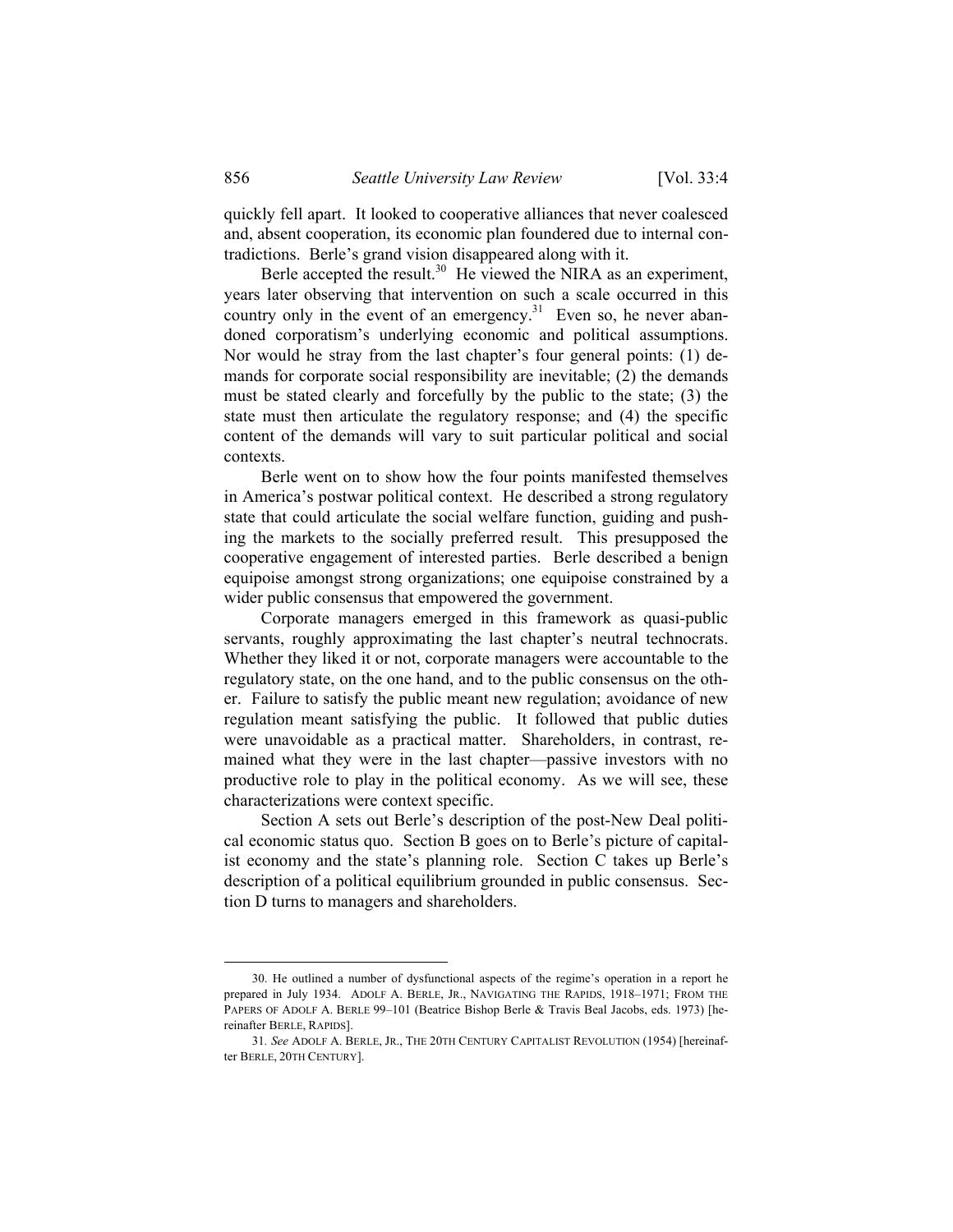quickly fell apart. It looked to cooperative alliances that never coalesced and, absent cooperation, its economic plan foundered due to internal contradictions. Berle's grand vision disappeared along with it.

Berle accepted the result.[30] He viewed the NIRA as an experiment, years later observing that intervention on such a scale occurred in this country only in the event of an emergency.[31] Even so, he never abandoned corporatism's underlying economic and political assumptions. Nor would he stray from the last chapter's four general points: (1) demands for corporate social responsibility are inevitable; (2) the demands must be stated clearly and forcefully by the public to the state; (3) the state must then articulate the regulatory response; and (4) the specific content of the demands will vary to suit particular political and social contexts.

Berle went on to show how the four points manifested themselves in America's postwar political context. He described a strong regulatory state that could articulate the social welfare function, guiding and pushing the markets to the socially preferred result. This presupposed the cooperative engagement of interested parties. Berle described a benign equipoise amongst strong organizations; one equipoise constrained by a wider public consensus that empowered the government.

Corporate managers emerged in this framework as quasi-public servants, roughly approximating the last chapter's neutral technocrats. Whether they liked it or not, corporate managers were accountable to the regulatory state, on the one hand, and to the public consensus on the other. Failure to satisfy the public meant new regulation; avoidance of new regulation meant satisfying the public. It followed that public duties were unavoidable as a practical matter. Shareholders, in contrast, remained what they were in the last chapter—passive investors with no productive role to play in the political economy. As we will see, these characterizations were context specific.

Section A sets out Berle's description of the post-New Deal political economic status quo. Section B goes on to Berle's picture of capitalist economy and the state's planning role. Section C takes up Berle's description of a political equilibrium grounded in public consensus. Section D turns to managers and shareholders.

---

30. He outlined a number of dysfunctional aspects of the regime's operation in a report he prepared in July 1934. ADOLF A. BERLE, JR., NAVIGATING THE RAPIDS, 1918–1971; FROM THE PAPERS OF ADOLF A. BERLE 99–101 (Beatrice Bishop Berle & Travis Beal Jacobs, eds. 1973) [hereinafter BERLE, RAPIDS].

31. *See* ADOLF A. BERLE, JR., THE 20TH CENTURY CAPITALIST REVOLUTION (1954) [hereinafter BERLE, 20TH CENTURY].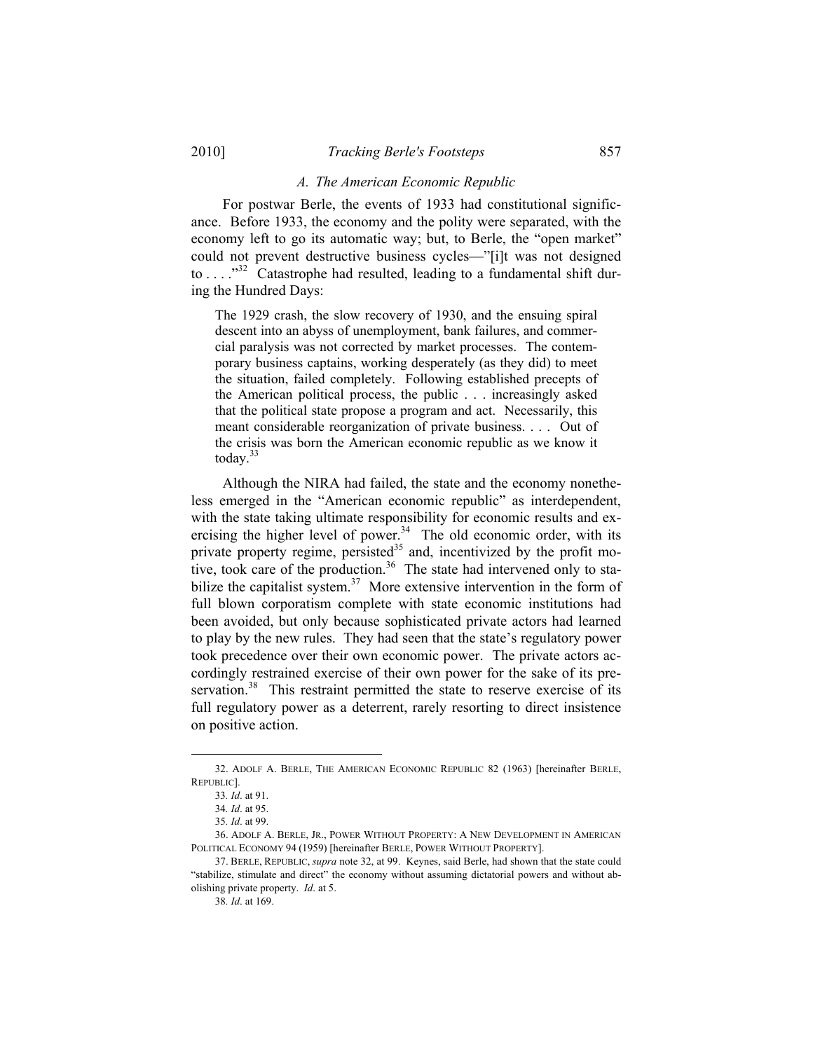### A. The American Economic Republic

For postwar Berle, the events of 1933 had constitutional significance. Before 1933, the economy and the polity were separated, with the economy left to go its automatic way; but, to Berle, the "open market" could not prevent destructive business cycles—"[i]t was not designed to . . . ."[32] Catastrophe had resulted, leading to a fundamental shift during the Hundred Days:

> The 1929 crash, the slow recovery of 1930, and the ensuing spiral descent into an abyss of unemployment, bank failures, and commercial paralysis was not corrected by market processes. The contemporary business captains, working desperately (as they did) to meet the situation, failed completely. Following established precepts of the American political process, the public . . . increasingly asked that the political state propose a program and act. Necessarily, this meant considerable reorganization of private business. . . . Out of the crisis was born the American economic republic as we know it today.[33]

Although the NIRA had failed, the state and the economy nonetheless emerged in the "American economic republic" as interdependent, with the state taking ultimate responsibility for economic results and exercising the higher level of power.[34] The old economic order, with its private property regime, persisted[35] and, incentivized by the profit motive, took care of the production.[36] The state had intervened only to stabilize the capitalist system.[37] More extensive intervention in the form of full blown corporatism complete with state economic institutions had been avoided, but only because sophisticated private actors had learned to play by the new rules. They had seen that the state's regulatory power took precedence over their own economic power. The private actors accordingly restrained exercise of their own power for the sake of its preservation.[38] This restraint permitted the state to reserve exercise of its full regulatory power as a deterrent, rarely resorting to direct insistence on positive action.

---

32. ADOLF A. BERLE, THE AMERICAN ECONOMIC REPUBLIC 82 (1963) [hereinafter BERLE, REPUBLIC].

33. *Id*. at 91.

34. *Id*. at 95.

35. *Id*. at 99.

36. ADOLF A. BERLE, JR., POWER WITHOUT PROPERTY: A NEW DEVELOPMENT IN AMERICAN POLITICAL ECONOMY 94 (1959) [hereinafter BERLE, POWER WITHOUT PROPERTY].

37. BERLE, REPUBLIC, *supra* note 32, at 99. Keynes, said Berle, had shown that the state could "stabilize, stimulate and direct" the economy without assuming dictatorial powers and without abolishing private property. *Id*. at 5.

38. *Id*. at 169.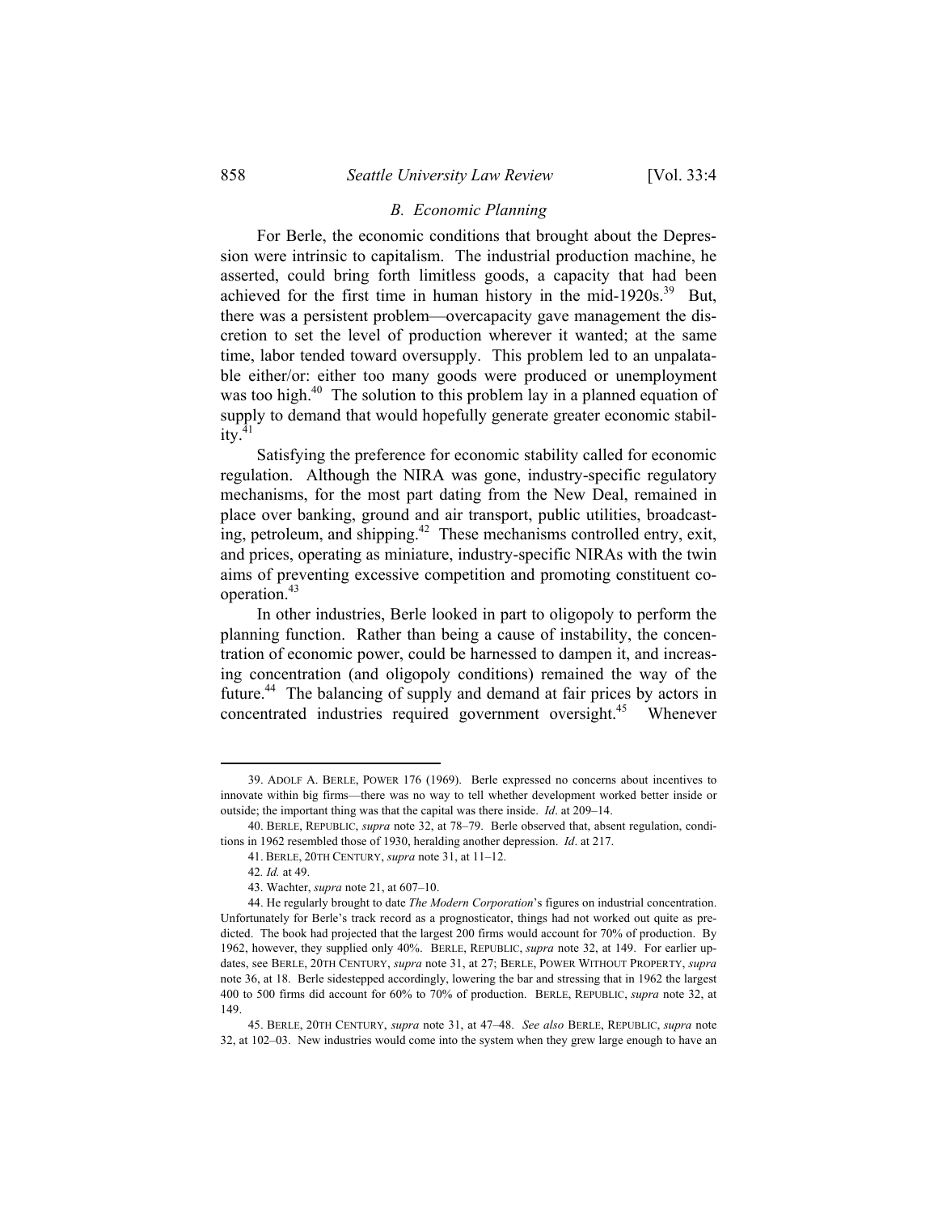### *B. Economic Planning*

For Berle, the economic conditions that brought about the Depression were intrinsic to capitalism. The industrial production machine, he asserted, could bring forth limitless goods, a capacity that had been achieved for the first time in human history in the mid-1920s.[39] But, there was a persistent problem—overcapacity gave management the discretion to set the level of production wherever it wanted; at the same time, labor tended toward oversupply. This problem led to an unpalatable either/or: either too many goods were produced or unemployment was too high.[40] The solution to this problem lay in a planned equation of supply to demand that would hopefully generate greater economic stability.[41]

Satisfying the preference for economic stability called for economic regulation. Although the NIRA was gone, industry-specific regulatory mechanisms, for the most part dating from the New Deal, remained in place over banking, ground and air transport, public utilities, broadcasting, petroleum, and shipping.[42] These mechanisms controlled entry, exit, and prices, operating as miniature, industry-specific NIRAs with the twin aims of preventing excessive competition and promoting constituent cooperation.[43]

In other industries, Berle looked in part to oligopoly to perform the planning function. Rather than being a cause of instability, the concentration of economic power, could be harnessed to dampen it, and increasing concentration (and oligopoly conditions) remained the way of the future.[44] The balancing of supply and demand at fair prices by actors in concentrated industries required government oversight.[45] Whenever

---

39. ADOLF A. BERLE, POWER 176 (1969). Berle expressed no concerns about incentives to innovate within big firms—there was no way to tell whether development worked better inside or outside; the important thing was that the capital was there inside. *Id*. at 209–14.

40. BERLE, REPUBLIC, *supra* note 32, at 78–79. Berle observed that, absent regulation, conditions in 1962 resembled those of 1930, heralding another depression. *Id*. at 217.

41. BERLE, 20TH CENTURY, *supra* note 31, at 11–12.

42. *Id.* at 49.

43. Wachter, *supra* note 21, at 607–10.

44. He regularly brought to date *The Modern Corporation*'s figures on industrial concentration. Unfortunately for Berle's track record as a prognosticator, things had not worked out quite as predicted. The book had projected that the largest 200 firms would account for 70% of production. By 1962, however, they supplied only 40%. BERLE, REPUBLIC, *supra* note 32, at 149. For earlier updates, see BERLE, 20TH CENTURY, *supra* note 31, at 27; BERLE, POWER WITHOUT PROPERTY, *supra* note 36, at 18. Berle sidestepped accordingly, lowering the bar and stressing that in 1962 the largest 400 to 500 firms did account for 60% to 70% of production. BERLE, REPUBLIC, *supra* note 32, at 149.

45. BERLE, 20TH CENTURY, *supra* note 31, at 47–48. *See also* BERLE, REPUBLIC, *supra* note 32, at 102–03. New industries would come into the system when they grew large enough to have an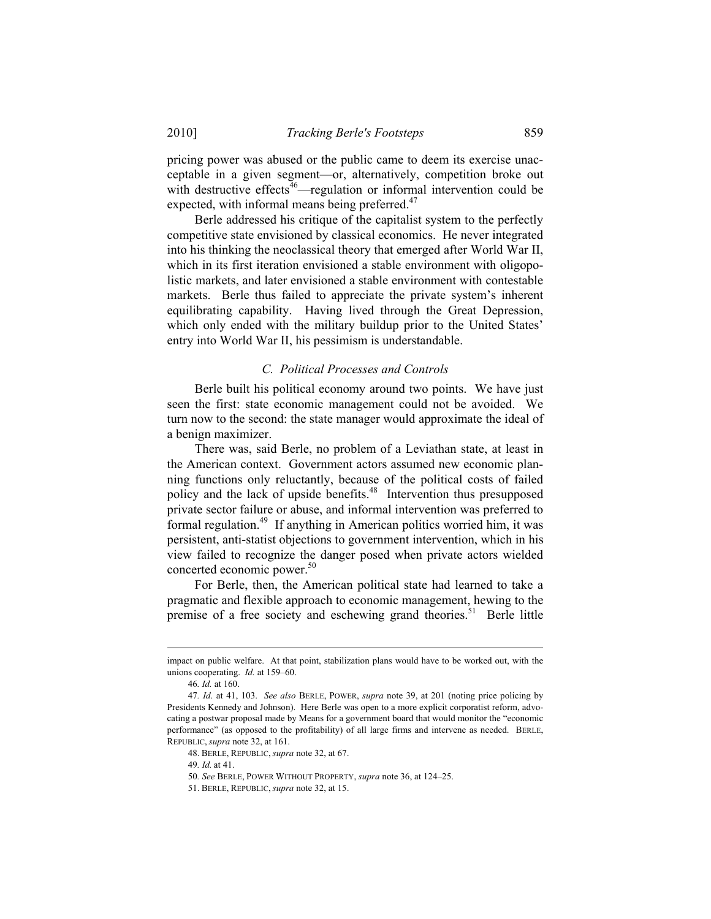pricing power was abused or the public came to deem its exercise unacceptable in a given segment—or, alternatively, competition broke out with destructive effects[46]—regulation or informal intervention could be expected, with informal means being preferred.[47]

Berle addressed his critique of the capitalist system to the perfectly competitive state envisioned by classical economics. He never integrated into his thinking the neoclassical theory that emerged after World War II, which in its first iteration envisioned a stable environment with oligopolistic markets, and later envisioned a stable environment with contestable markets. Berle thus failed to appreciate the private system's inherent equilibrating capability. Having lived through the Great Depression, which only ended with the military buildup prior to the United States' entry into World War II, his pessimism is understandable.

### *C. Political Processes and Controls*

Berle built his political economy around two points. We have just seen the first: state economic management could not be avoided. We turn now to the second: the state manager would approximate the ideal of a benign maximizer.

There was, said Berle, no problem of a Leviathan state, at least in the American context. Government actors assumed new economic planning functions only reluctantly, because of the political costs of failed policy and the lack of upside benefits.[48] Intervention thus presupposed private sector failure or abuse, and informal intervention was preferred to formal regulation.[49] If anything in American politics worried him, it was persistent, anti-statist objections to government intervention, which in his view failed to recognize the danger posed when private actors wielded concerted economic power.[50]

For Berle, then, the American political state had learned to take a pragmatic and flexible approach to economic management, hewing to the premise of a free society and eschewing grand theories.[51] Berle little

---

impact on public welfare. At that point, stabilization plans would have to be worked out, with the unions cooperating. *Id.* at 159–60.

46. *Id.* at 160.

47. *Id*. at 41, 103. *See also* BERLE, POWER, *supra* note 39, at 201 (noting price policing by Presidents Kennedy and Johnson). Here Berle was open to a more explicit corporatist reform, advocating a postwar proposal made by Means for a government board that would monitor the "economic performance" (as opposed to the profitability) of all large firms and intervene as needed. BERLE, REPUBLIC, *supra* note 32, at 161.

48. BERLE, REPUBLIC, *supra* note 32, at 67.

49. *Id.* at 41.

50. *See* BERLE, POWER WITHOUT PROPERTY, *supra* note 36, at 124–25.

51. BERLE, REPUBLIC, *supra* note 32, at 15.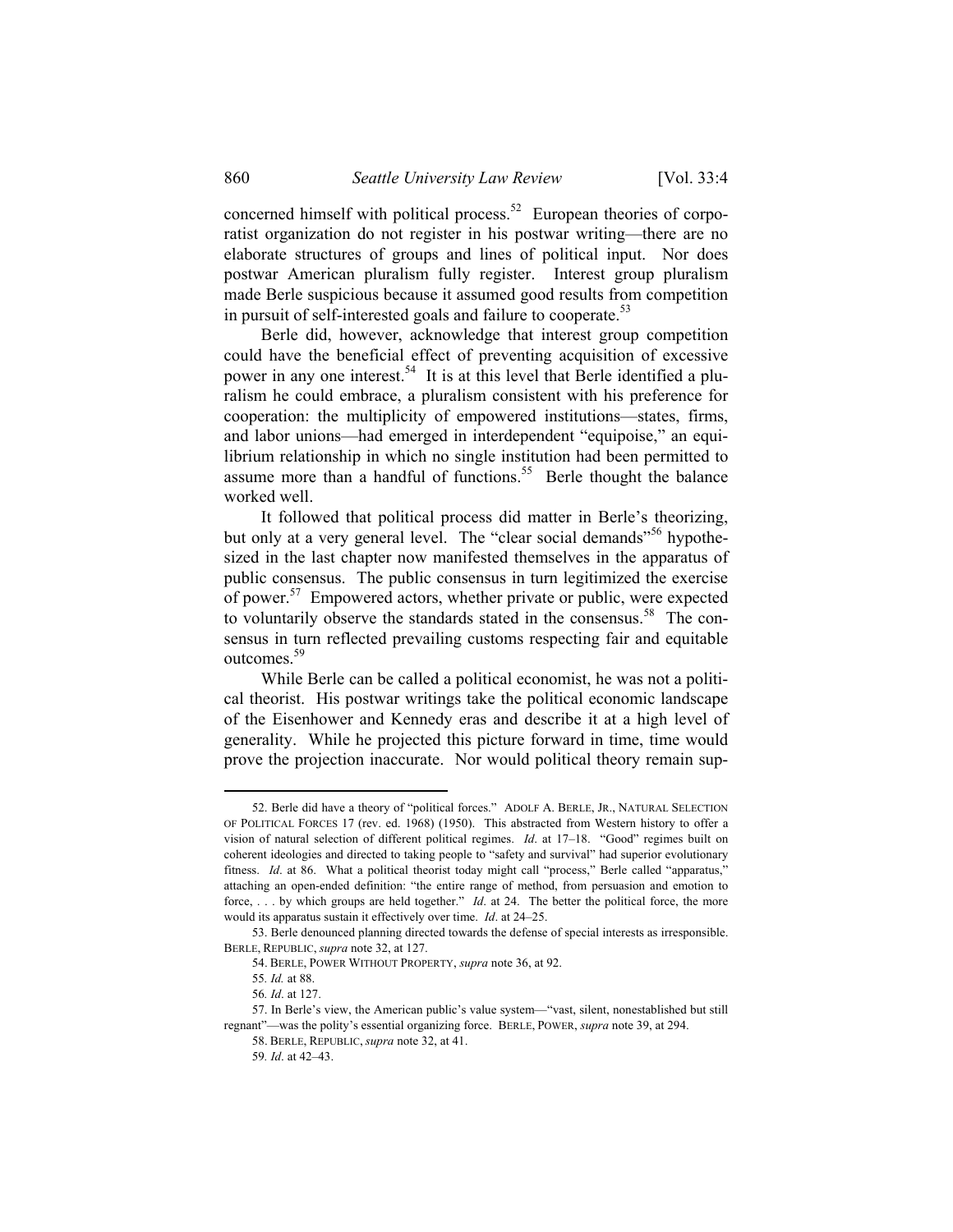concerned himself with political process.[52] European theories of corporatist organization do not register in his postwar writing—there are no elaborate structures of groups and lines of political input. Nor does postwar American pluralism fully register. Interest group pluralism made Berle suspicious because it assumed good results from competition in pursuit of self-interested goals and failure to cooperate.[53]

Berle did, however, acknowledge that interest group competition could have the beneficial effect of preventing acquisition of excessive power in any one interest.[54] It is at this level that Berle identified a pluralism he could embrace, a pluralism consistent with his preference for cooperation: the multiplicity of empowered institutions—states, firms, and labor unions—had emerged in interdependent "equipoise," an equilibrium relationship in which no single institution had been permitted to assume more than a handful of functions.[55] Berle thought the balance worked well.

It followed that political process did matter in Berle's theorizing, but only at a very general level. The "clear social demands"[56] hypothesized in the last chapter now manifested themselves in the apparatus of public consensus. The public consensus in turn legitimized the exercise of power.[57] Empowered actors, whether private or public, were expected to voluntarily observe the standards stated in the consensus.[58] The consensus in turn reflected prevailing customs respecting fair and equitable outcomes.[59]

While Berle can be called a political economist, he was not a political theorist. His postwar writings take the political economic landscape of the Eisenhower and Kennedy eras and describe it at a high level of generality. While he projected this picture forward in time, time would prove the projection inaccurate. Nor would political theory remain sup-

---

52. Berle did have a theory of "political forces." ADOLF A. BERLE, JR., NATURAL SELECTION OF POLITICAL FORCES 17 (rev. ed. 1968) (1950). This abstracted from Western history to offer a vision of natural selection of different political regimes. *Id*. at 17–18. "Good" regimes built on coherent ideologies and directed to taking people to "safety and survival" had superior evolutionary fitness. *Id*. at 86. What a political theorist today might call "process," Berle called "apparatus," attaching an open-ended definition: "the entire range of method, from persuasion and emotion to force, . . . by which groups are held together." *Id*. at 24. The better the political force, the more would its apparatus sustain it effectively over time. *Id*. at 24–25.

53. Berle denounced planning directed towards the defense of special interests as irresponsible. BERLE, REPUBLIC, *supra* note 32, at 127.

54. BERLE, POWER WITHOUT PROPERTY, *supra* note 36, at 92.

55. *Id.* at 88.

56. *Id*. at 127.

57. In Berle's view, the American public's value system—"vast, silent, nonestablished but still regnant"—was the polity's essential organizing force. BERLE, POWER, *supra* note 39, at 294.

58. BERLE, REPUBLIC, *supra* note 32, at 41.

59. *Id*. at 42–43.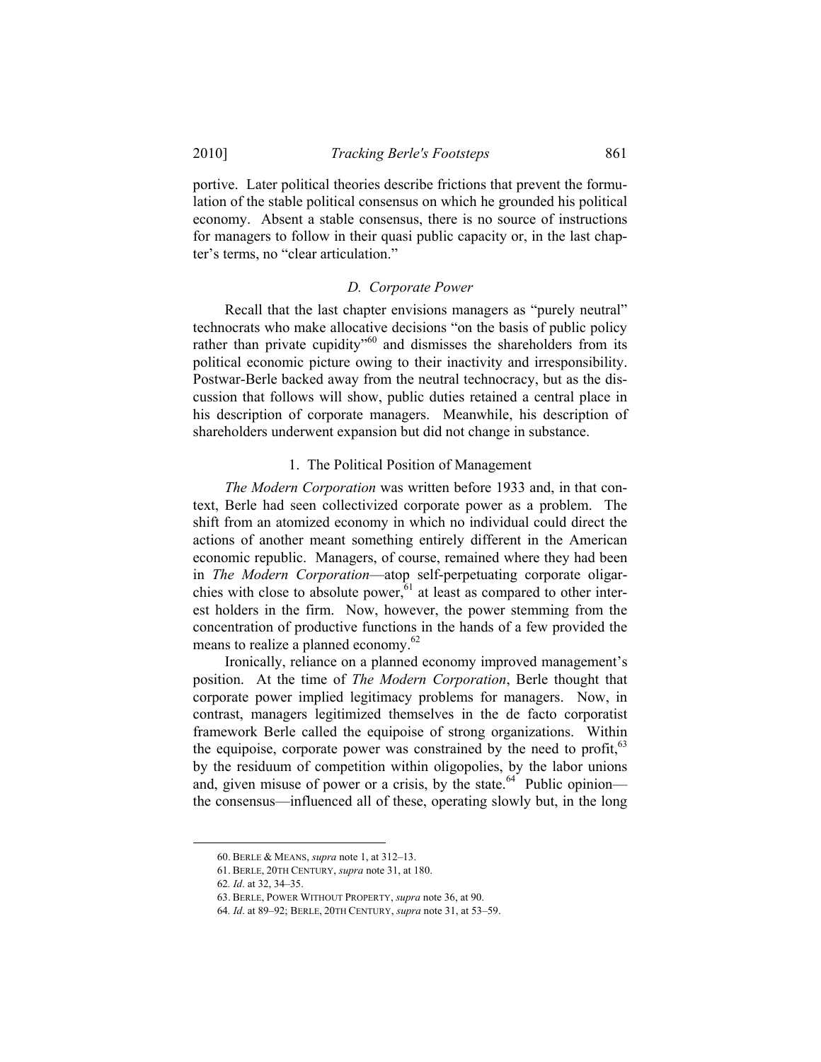portive. Later political theories describe frictions that prevent the formulation of the stable political consensus on which he grounded his political economy. Absent a stable consensus, there is no source of instructions for managers to follow in their quasi public capacity or, in the last chapter's terms, no "clear articulation."

### *D. Corporate Power*

Recall that the last chapter envisions managers as "purely neutral" technocrats who make allocative decisions "on the basis of public policy rather than private cupidity"[60] and dismisses the shareholders from its political economic picture owing to their inactivity and irresponsibility. Postwar-Berle backed away from the neutral technocracy, but as the discussion that follows will show, public duties retained a central place in his description of corporate managers. Meanwhile, his description of shareholders underwent expansion but did not change in substance.

#### 1. The Political Position of Management

*The Modern Corporation* was written before 1933 and, in that context, Berle had seen collectivized corporate power as a problem. The shift from an atomized economy in which no individual could direct the actions of another meant something entirely different in the American economic republic. Managers, of course, remained where they had been in *The Modern Corporation*—atop self-perpetuating corporate oligarchies with close to absolute power,[61] at least as compared to other interest holders in the firm. Now, however, the power stemming from the concentration of productive functions in the hands of a few provided the means to realize a planned economy.[62]

Ironically, reliance on a planned economy improved management's position. At the time of *The Modern Corporation*, Berle thought that corporate power implied legitimacy problems for managers. Now, in contrast, managers legitimized themselves in the de facto corporatist framework Berle called the equipoise of strong organizations. Within the equipoise, corporate power was constrained by the need to profit,[63] by the residuum of competition within oligopolies, by the labor unions and, given misuse of power or a crisis, by the state.[64] Public opinion—the consensus—influenced all of these, operating slowly but, in the long

---

60. BERLE & MEANS, *supra* note 1, at 312–13.

61. BERLE, 20TH CENTURY, *supra* note 31, at 180.

62. *Id*. at 32, 34–35.

63. BERLE, POWER WITHOUT PROPERTY, *supra* note 36, at 90.

64. *Id*. at 89–92; BERLE, 20TH CENTURY, *supra* note 31, at 53–59.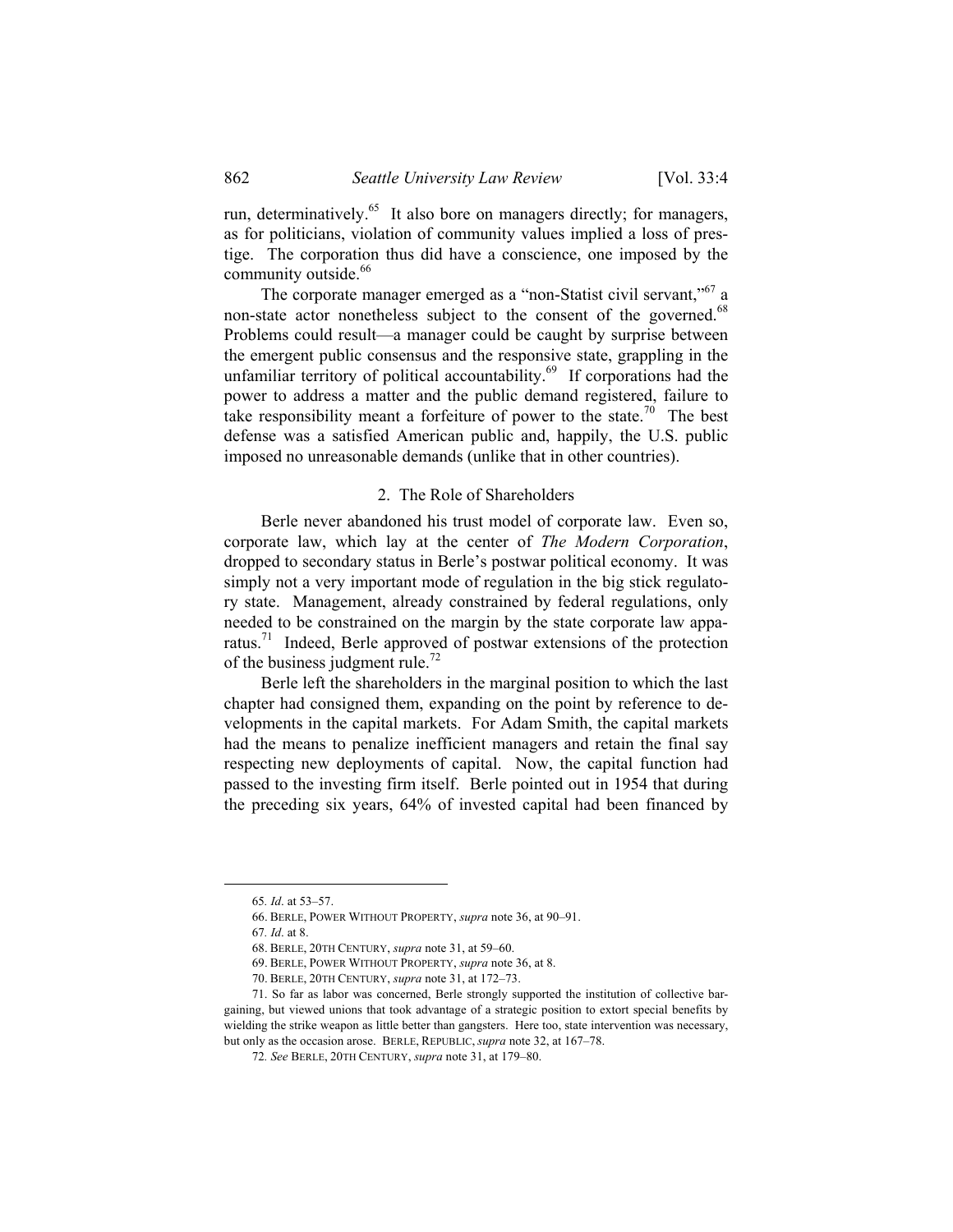run, determinatively.[65] It also bore on managers directly; for managers, as for politicians, violation of community values implied a loss of prestige. The corporation thus did have a conscience, one imposed by the community outside.[66]

The corporate manager emerged as a "non-Statist civil servant,"[67] a non-state actor nonetheless subject to the consent of the governed.[68] Problems could result—a manager could be caught by surprise between the emergent public consensus and the responsive state, grappling in the unfamiliar territory of political accountability.[69] If corporations had the power to address a matter and the public demand registered, failure to take responsibility meant a forfeiture of power to the state.[70] The best defense was a satisfied American public and, happily, the U.S. public imposed no unreasonable demands (unlike that in other countries).

### 2. The Role of Shareholders

Berle never abandoned his trust model of corporate law. Even so, corporate law, which lay at the center of *The Modern Corporation*, dropped to secondary status in Berle's postwar political economy. It was simply not a very important mode of regulation in the big stick regulatory state. Management, already constrained by federal regulations, only needed to be constrained on the margin by the state corporate law apparatus.[71] Indeed, Berle approved of postwar extensions of the protection of the business judgment rule.[72]

Berle left the shareholders in the marginal position to which the last chapter had consigned them, expanding on the point by reference to developments in the capital markets. For Adam Smith, the capital markets had the means to penalize inefficient managers and retain the final say respecting new deployments of capital. Now, the capital function had passed to the investing firm itself. Berle pointed out in 1954 that during the preceding six years, 64% of invested capital had been financed by

---

65. *Id*. at 53–57.

66. BERLE, POWER WITHOUT PROPERTY, *supra* note 36, at 90–91.

67. *Id*. at 8.

68. BERLE, 20TH CENTURY, *supra* note 31, at 59–60.

69. BERLE, POWER WITHOUT PROPERTY, *supra* note 36, at 8.

70. BERLE, 20TH CENTURY, *supra* note 31, at 172–73.

71. So far as labor was concerned, Berle strongly supported the institution of collective bargaining, but viewed unions that took advantage of a strategic position to extort special benefits by wielding the strike weapon as little better than gangsters. Here too, state intervention was necessary, but only as the occasion arose. BERLE, REPUBLIC, *supra* note 32, at 167–78.

72. *See* BERLE, 20TH CENTURY, *supra* note 31, at 179–80.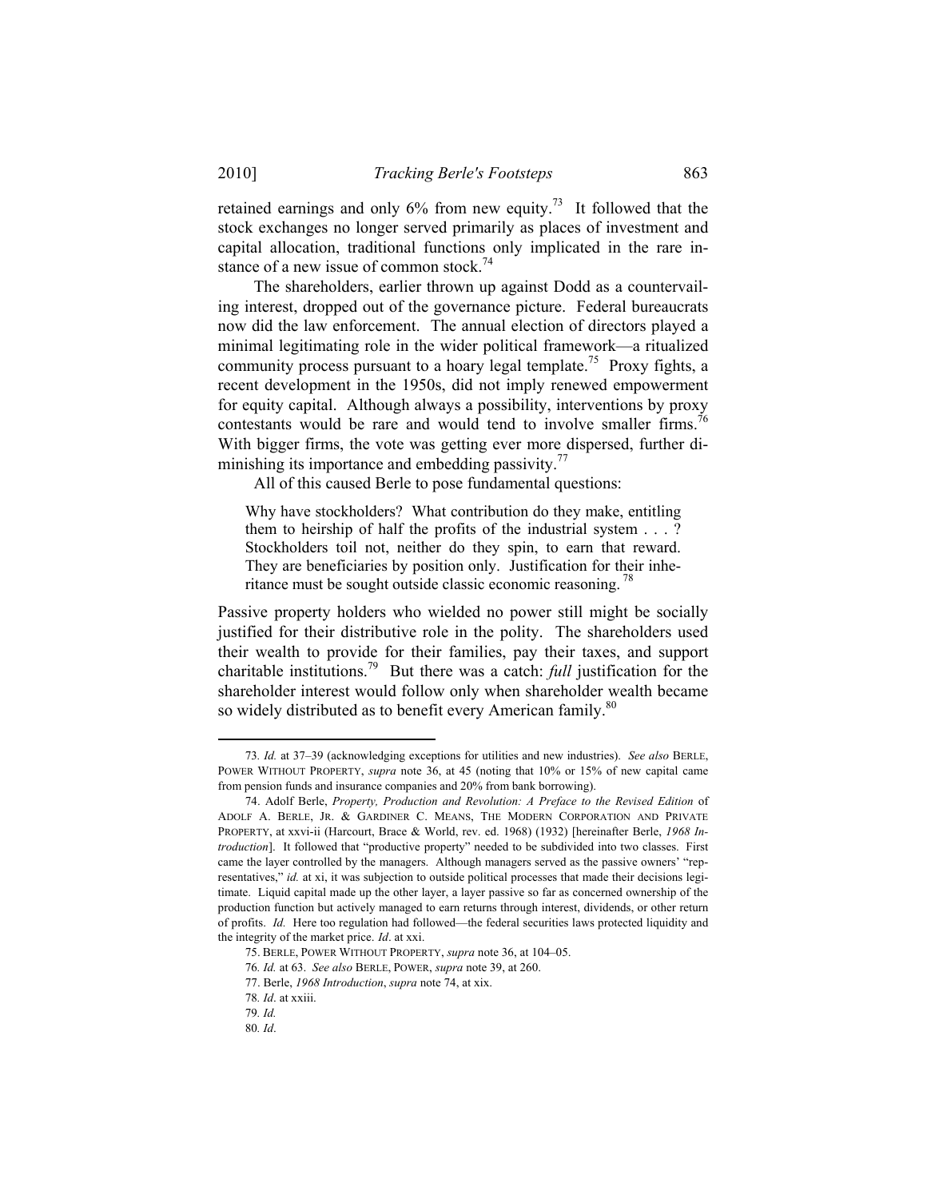retained earnings and only 6% from new equity.[73] It followed that the stock exchanges no longer served primarily as places of investment and capital allocation, traditional functions only implicated in the rare instance of a new issue of common stock.[74]

The shareholders, earlier thrown up against Dodd as a countervailing interest, dropped out of the governance picture. Federal bureaucrats now did the law enforcement. The annual election of directors played a minimal legitimating role in the wider political framework—a ritualized community process pursuant to a hoary legal template.[75] Proxy fights, a recent development in the 1950s, did not imply renewed empowerment for equity capital. Although always a possibility, interventions by proxy contestants would be rare and would tend to involve smaller firms.[76] With bigger firms, the vote was getting ever more dispersed, further diminishing its importance and embedding passivity.[77]

All of this caused Berle to pose fundamental questions:

> Why have stockholders? What contribution do they make, entitling them to heirship of half the profits of the industrial system . . . ? Stockholders toil not, neither do they spin, to earn that reward. They are beneficiaries by position only. Justification for their inheritance must be sought outside classic economic reasoning.[78]

Passive property holders who wielded no power still might be socially justified for their distributive role in the polity. The shareholders used their wealth to provide for their families, pay their taxes, and support charitable institutions.[79] But there was a catch: *full* justification for the shareholder interest would follow only when shareholder wealth became so widely distributed as to benefit every American family.[80]

---

73. *Id.* at 37–39 (acknowledging exceptions for utilities and new industries). *See also* BERLE, POWER WITHOUT PROPERTY, *supra* note 36, at 45 (noting that 10% or 15% of new capital came from pension funds and insurance companies and 20% from bank borrowing).

74. Adolf Berle, *Property, Production and Revolution: A Preface to the Revised Edition* of ADOLF A. BERLE, JR. & GARDINER C. MEANS, THE MODERN CORPORATION AND PRIVATE PROPERTY, at xxvi-ii (Harcourt, Brace & World, rev. ed. 1968) (1932) [hereinafter Berle, *1968 Introduction*]. It followed that "productive property" needed to be subdivided into two classes. First came the layer controlled by the managers. Although managers served as the passive owners' "representatives," *id.* at xi, it was subjection to outside political processes that made their decisions legitimate. Liquid capital made up the other layer, a layer passive so far as concerned ownership of the production function but actively managed to earn returns through interest, dividends, or other return of profits. *Id.* Here too regulation had followed—the federal securities laws protected liquidity and the integrity of the market price. *Id*. at xxi.

75. BERLE, POWER WITHOUT PROPERTY, *supra* note 36, at 104–05.

76. *Id.* at 63. *See also* BERLE, POWER, *supra* note 39, at 260.

77. Berle, *1968 Introduction*, *supra* note 74, at xix.

78. *Id*. at xxiii.

79. *Id.*

80. *Id*.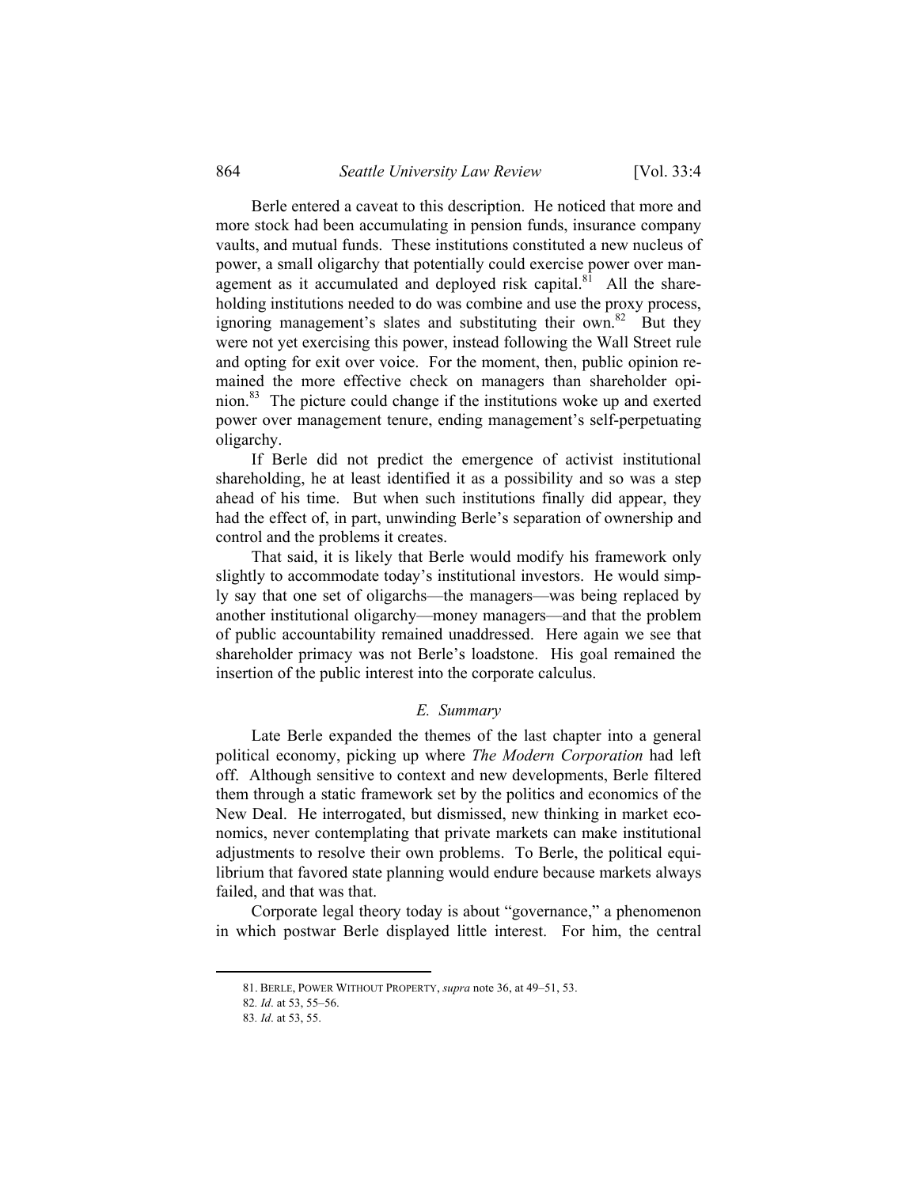Berle entered a caveat to this description. He noticed that more and more stock had been accumulating in pension funds, insurance company vaults, and mutual funds. These institutions constituted a new nucleus of power, a small oligarchy that potentially could exercise power over management as it accumulated and deployed risk capital.[81] All the shareholding institutions needed to do was combine and use the proxy process, ignoring management's slates and substituting their own.[82] But they were not yet exercising this power, instead following the Wall Street rule and opting for exit over voice. For the moment, then, public opinion remained the more effective check on managers than shareholder opinion.[83] The picture could change if the institutions woke up and exerted power over management tenure, ending management's self-perpetuating oligarchy.

If Berle did not predict the emergence of activist institutional shareholding, he at least identified it as a possibility and so was a step ahead of his time. But when such institutions finally did appear, they had the effect of, in part, unwinding Berle's separation of ownership and control and the problems it creates.

That said, it is likely that Berle would modify his framework only slightly to accommodate today's institutional investors. He would simply say that one set of oligarchs—the managers—was being replaced by another institutional oligarchy—money managers—and that the problem of public accountability remained unaddressed. Here again we see that shareholder primacy was not Berle's loadstone. His goal remained the insertion of the public interest into the corporate calculus.

### *E. Summary*

Late Berle expanded the themes of the last chapter into a general political economy, picking up where *The Modern Corporation* had left off. Although sensitive to context and new developments, Berle filtered them through a static framework set by the politics and economics of the New Deal. He interrogated, but dismissed, new thinking in market economics, never contemplating that private markets can make institutional adjustments to resolve their own problems. To Berle, the political equilibrium that favored state planning would endure because markets always failed, and that was that.

Corporate legal theory today is about "governance," a phenomenon in which postwar Berle displayed little interest. For him, the central

---

81. BERLE, POWER WITHOUT PROPERTY, *supra* note 36, at 49–51, 53.

82. *Id*. at 53, 55–56.

83. *Id*. at 53, 55.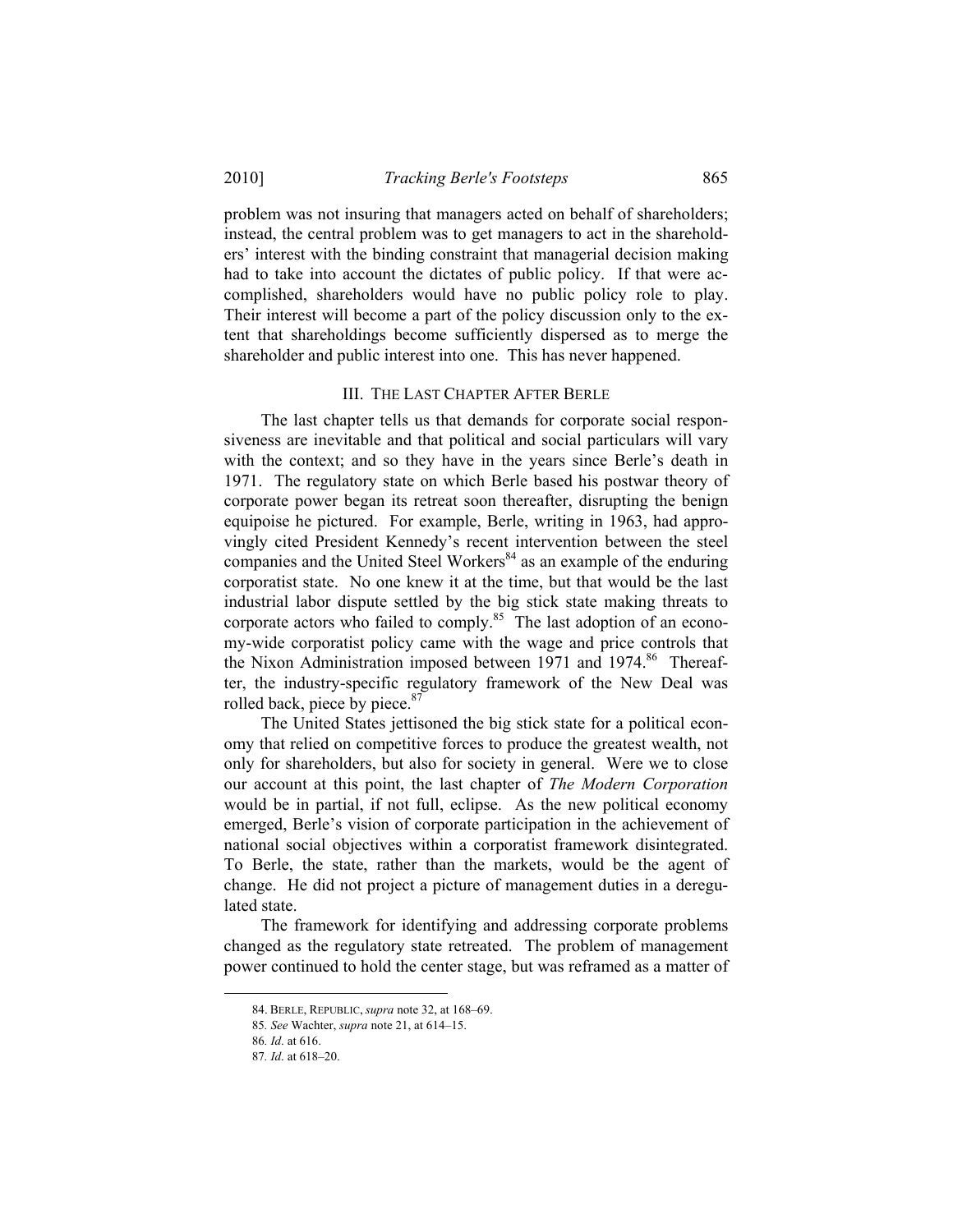problem was not insuring that managers acted on behalf of shareholders; instead, the central problem was to get managers to act in the shareholders' interest with the binding constraint that managerial decision making had to take into account the dictates of public policy. If that were accomplished, shareholders would have no public policy role to play. Their interest will become a part of the policy discussion only to the extent that shareholdings become sufficiently dispersed as to merge the shareholder and public interest into one. This has never happened.

## III. THE LAST CHAPTER AFTER BERLE

The last chapter tells us that demands for corporate social responsiveness are inevitable and that political and social particulars will vary with the context; and so they have in the years since Berle's death in 1971. The regulatory state on which Berle based his postwar theory of corporate power began its retreat soon thereafter, disrupting the benign equipoise he pictured. For example, Berle, writing in 1963, had approvingly cited President Kennedy's recent intervention between the steel companies and the United Steel Workers[84] as an example of the enduring corporatist state. No one knew it at the time, but that would be the last industrial labor dispute settled by the big stick state making threats to corporate actors who failed to comply.[85] The last adoption of an economy-wide corporatist policy came with the wage and price controls that the Nixon Administration imposed between 1971 and 1974.[86] Thereafter, the industry-specific regulatory framework of the New Deal was rolled back, piece by piece.[87]

The United States jettisoned the big stick state for a political economy that relied on competitive forces to produce the greatest wealth, not only for shareholders, but also for society in general. Were we to close our account at this point, the last chapter of *The Modern Corporation* would be in partial, if not full, eclipse. As the new political economy emerged, Berle's vision of corporate participation in the achievement of national social objectives within a corporatist framework disintegrated. To Berle, the state, rather than the markets, would be the agent of change. He did not project a picture of management duties in a deregulated state.

The framework for identifying and addressing corporate problems changed as the regulatory state retreated. The problem of management power continued to hold the center stage, but was reframed as a matter of

84. BERLE, REPUBLIC, *supra* note 32, at 168–69.

85. *See* Wachter, *supra* note 21, at 614–15.

86. *Id*. at 616.

87. *Id*. at 618–20.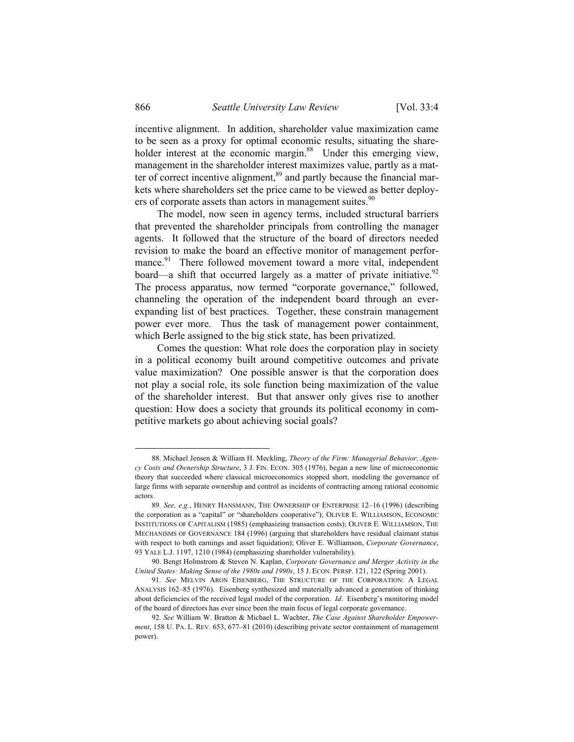incentive alignment. In addition, shareholder value maximization came to be seen as a proxy for optimal economic results, situating the shareholder interest at the economic margin.[88] Under this emerging view, management in the shareholder interest maximizes value, partly as a matter of correct incentive alignment,[89] and partly because the financial markets where shareholders set the price came to be viewed as better deployers of corporate assets than actors in management suites.[90]

The model, now seen in agency terms, included structural barriers that prevented the shareholder principals from controlling the manager agents. It followed that the structure of the board of directors needed revision to make the board an effective monitor of management performance.[91] There followed movement toward a more vital, independent board—a shift that occurred largely as a matter of private initiative.[92] The process apparatus, now termed "corporate governance," followed, channeling the operation of the independent board through an ever-expanding list of best practices. Together, these constrain management power ever more. Thus the task of management power containment, which Berle assigned to the big stick state, has been privatized.

Comes the question: What role does the corporation play in society in a political economy built around competitive outcomes and private value maximization? One possible answer is that the corporation does not play a social role, its sole function being maximization of the value of the shareholder interest. But that answer only gives rise to another question: How does a society that grounds its political economy in competitive markets go about achieving social goals?

---

88. Michael Jensen & William H. Meckling, *Theory of the Firm: Managerial Behavior, Agency Costs and Ownership Structure*, 3 J. FIN. ECON. 305 (1976), began a new line of microeconomic theory that succeeded where classical microeconomics stopped short, modeling the governance of large firms with separate ownership and control as incidents of contracting among rational economic actors.

89. *See, e.g.*, HENRY HANSMANN, THE OWNERSHIP OF ENTERPRISE 12–16 (1996) (describing the corporation as a "capital" or "shareholders cooperative"); OLIVER E. WILLIAMSON, ECONOMIC INSTITUTIONS OF CAPITALISM (1985) (emphasizing transaction costs); OLIVER E. WILLIAMSON, THE MECHANISMS OF GOVERNANCE 184 (1996) (arguing that shareholders have residual claimant status with respect to both earnings and asset liquidation); Oliver E. Williamson, *Corporate Governance*, 93 YALE L.J. 1197, 1210 (1984) (emphasizing shareholder vulnerability).

90. Bengt Holmstrom & Steven N. Kaplan, *Corporate Governance and Merger Activity in the United States: Making Sense of the 1980s and 1990s*, 15 J. ECON. PERSP. 121, 122 (Spring 2001).

91. *See* MELVIN ARON EISENBERG, THE STRUCTURE OF THE CORPORATION: A LEGAL ANALYSIS 162–85 (1976). Eisenberg synthesized and materially advanced a generation of thinking about deficiencies of the received legal model of the corporation. *Id*. Eisenberg's monitoring model of the board of directors has ever since been the main focus of legal corporate governance.

92. *See* William W. Bratton & Michael L. Wachter, *The Case Against Shareholder Empowerment*, 158 U. PA. L. REV. 653, 677–81 (2010) (describing private sector containment of management power).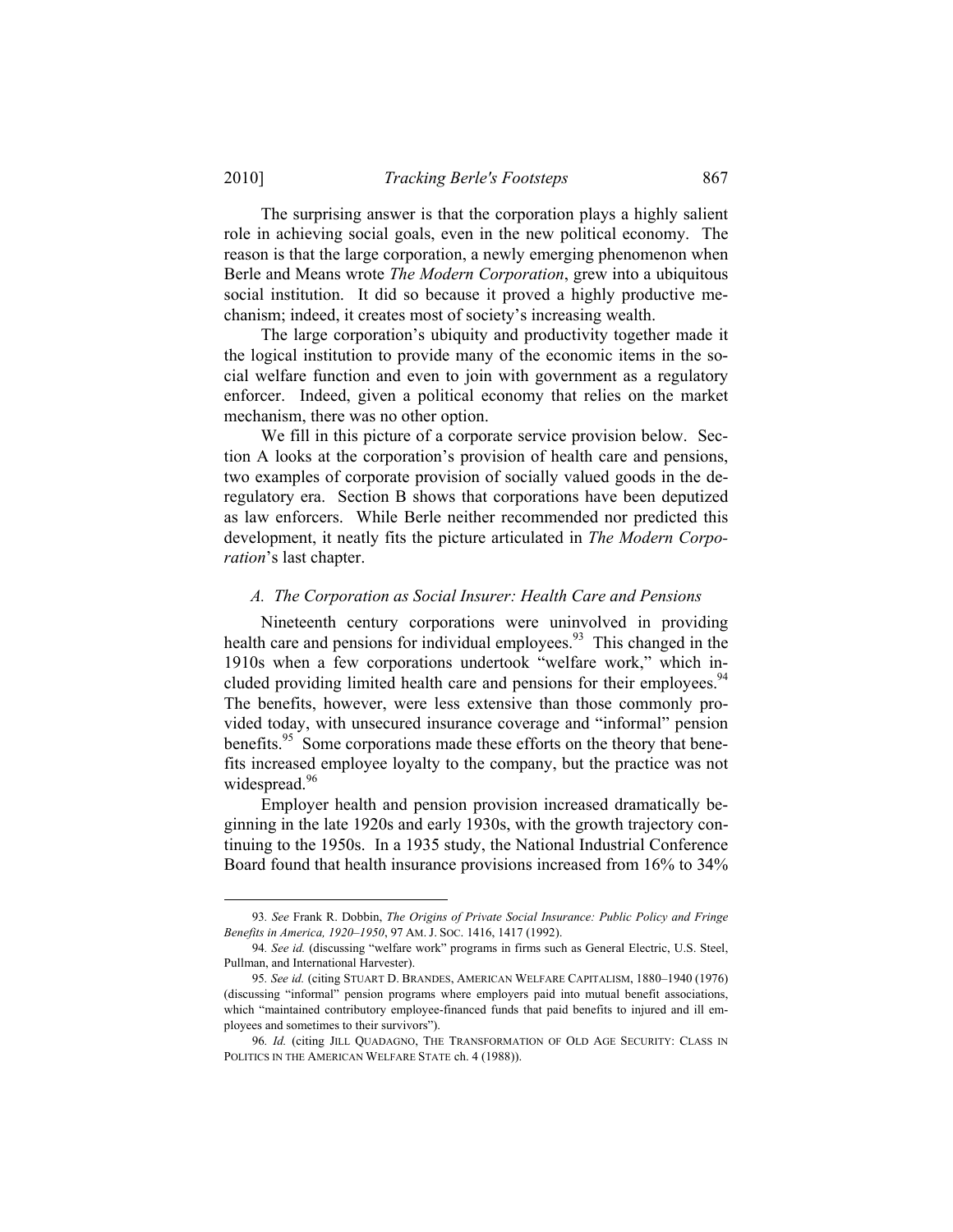The surprising answer is that the corporation plays a highly salient role in achieving social goals, even in the new political economy. The reason is that the large corporation, a newly emerging phenomenon when Berle and Means wrote *The Modern Corporation*, grew into a ubiquitous social institution. It did so because it proved a highly productive mechanism; indeed, it creates most of society's increasing wealth.

The large corporation's ubiquity and productivity together made it the logical institution to provide many of the economic items in the social welfare function and even to join with government as a regulatory enforcer. Indeed, given a political economy that relies on the market mechanism, there was no other option.

We fill in this picture of a corporate service provision below. Section A looks at the corporation's provision of health care and pensions, two examples of corporate provision of socially valued goods in the deregulatory era. Section B shows that corporations have been deputized as law enforcers. While Berle neither recommended nor predicted this development, it neatly fits the picture articulated in *The Modern Corporation*'s last chapter.

### *A. The Corporation as Social Insurer: Health Care and Pensions*

Nineteenth century corporations were uninvolved in providing health care and pensions for individual employees.[93] This changed in the 1910s when a few corporations undertook "welfare work," which included providing limited health care and pensions for their employees.[94] The benefits, however, were less extensive than those commonly provided today, with unsecured insurance coverage and "informal" pension benefits.[95] Some corporations made these efforts on the theory that benefits increased employee loyalty to the company, but the practice was not widespread.[96]

Employer health and pension provision increased dramatically beginning in the late 1920s and early 1930s, with the growth trajectory continuing to the 1950s. In a 1935 study, the National Industrial Conference Board found that health insurance provisions increased from 16% to 34%

---

93. *See* Frank R. Dobbin, *The Origins of Private Social Insurance: Public Policy and Fringe Benefits in America, 1920–1950*, 97 AM. J. SOC. 1416, 1417 (1992).

94. *See id.* (discussing "welfare work" programs in firms such as General Electric, U.S. Steel, Pullman, and International Harvester).

95. *See id.* (citing STUART D. BRANDES, AMERICAN WELFARE CAPITALISM, 1880–1940 (1976) (discussing "informal" pension programs where employers paid into mutual benefit associations, which "maintained contributory employee-financed funds that paid benefits to injured and ill employees and sometimes to their survivors").

96. *Id.* (citing JILL QUADAGNO, THE TRANSFORMATION OF OLD AGE SECURITY: CLASS IN POLITICS IN THE AMERICAN WELFARE STATE ch. 4 (1988)).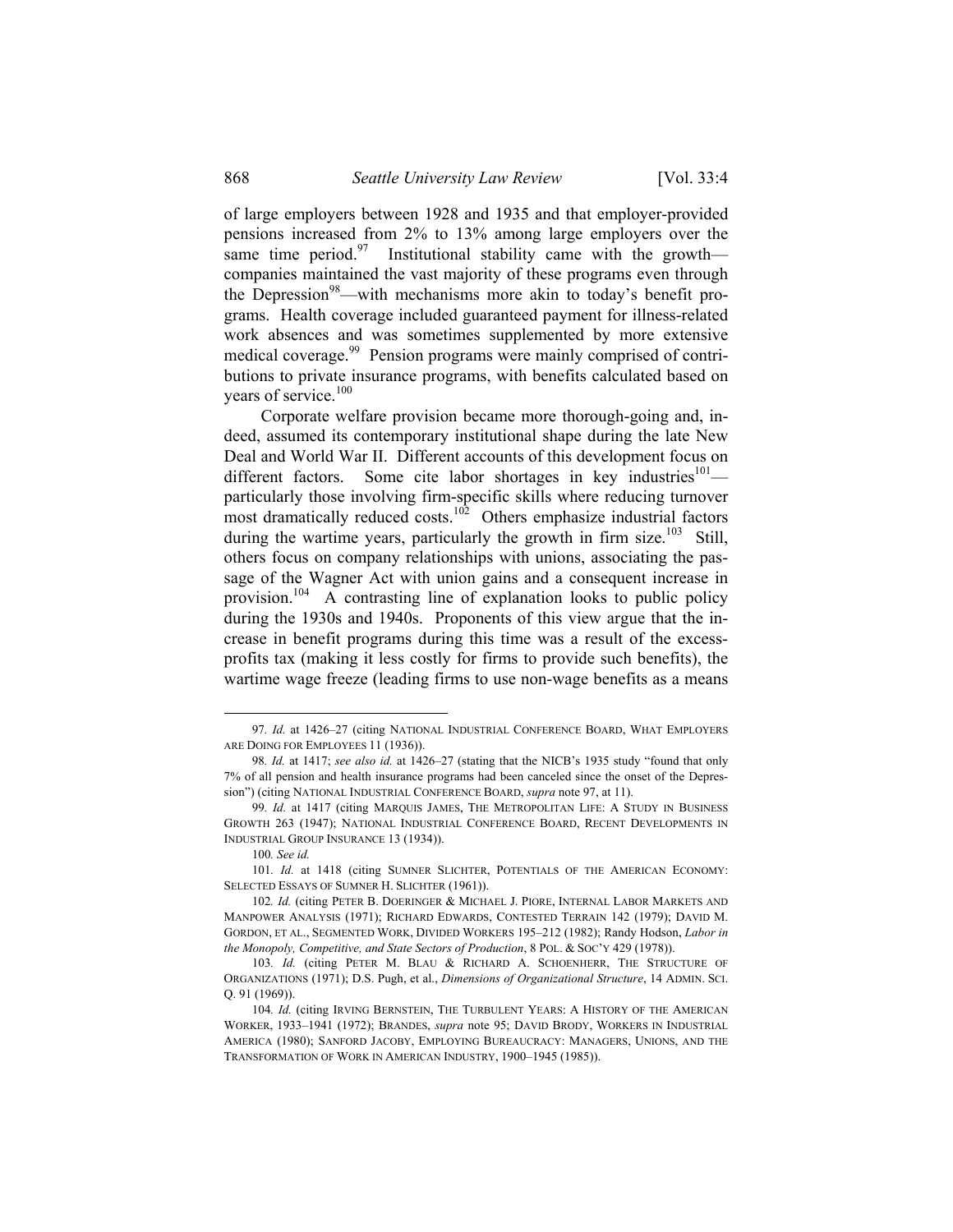of large employers between 1928 and 1935 and that employer-provided pensions increased from 2% to 13% among large employers over the same time period.[97] Institutional stability came with the growth—companies maintained the vast majority of these programs even through the Depression[98]—with mechanisms more akin to today's benefit programs. Health coverage included guaranteed payment for illness-related work absences and was sometimes supplemented by more extensive medical coverage.[99] Pension programs were mainly comprised of contributions to private insurance programs, with benefits calculated based on years of service.[100]

Corporate welfare provision became more thorough-going and, indeed, assumed its contemporary institutional shape during the late New Deal and World War II. Different accounts of this development focus on different factors. Some cite labor shortages in key industries[101]—particularly those involving firm-specific skills where reducing turnover most dramatically reduced costs.[102] Others emphasize industrial factors during the wartime years, particularly the growth in firm size.[103] Still, others focus on company relationships with unions, associating the passage of the Wagner Act with union gains and a consequent increase in provision.[104] A contrasting line of explanation looks to public policy during the 1930s and 1940s. Proponents of this view argue that the increase in benefit programs during this time was a result of the excess-profits tax (making it less costly for firms to provide such benefits), the wartime wage freeze (leading firms to use non-wage benefits as a means

---

97. *Id.* at 1426–27 (citing NATIONAL INDUSTRIAL CONFERENCE BOARD, WHAT EMPLOYERS ARE DOING FOR EMPLOYEES 11 (1936)).

98. *Id.* at 1417; *see also id.* at 1426–27 (stating that the NICB's 1935 study "found that only 7% of all pension and health insurance programs had been canceled since the onset of the Depression") (citing NATIONAL INDUSTRIAL CONFERENCE BOARD, *supra* note 97, at 11).

99. *Id.* at 1417 (citing MARQUIS JAMES, THE METROPOLITAN LIFE: A STUDY IN BUSINESS GROWTH 263 (1947); NATIONAL INDUSTRIAL CONFERENCE BOARD, RECENT DEVELOPMENTS IN INDUSTRIAL GROUP INSURANCE 13 (1934)).

100. *See id.*

101. *Id.* at 1418 (citing SUMNER SLICHTER, POTENTIALS OF THE AMERICAN ECONOMY: SELECTED ESSAYS OF SUMNER H. SLICHTER (1961)).

102. *Id.* (citing PETER B. DOERINGER & MICHAEL J. PIORE, INTERNAL LABOR MARKETS AND MANPOWER ANALYSIS (1971); RICHARD EDWARDS, CONTESTED TERRAIN 142 (1979); DAVID M. GORDON, ET AL., SEGMENTED WORK, DIVIDED WORKERS 195–212 (1982); Randy Hodson, *Labor in the Monopoly, Competitive, and State Sectors of Production*, 8 POL. & SOC'Y 429 (1978)).

103. *Id.* (citing PETER M. BLAU & RICHARD A. SCHOENHERR, THE STRUCTURE OF ORGANIZATIONS (1971); D.S. Pugh, et al., *Dimensions of Organizational Structure*, 14 ADMIN. SCI. Q. 91 (1969)).

104. *Id.* (citing IRVING BERNSTEIN, THE TURBULENT YEARS: A HISTORY OF THE AMERICAN WORKER, 1933–1941 (1972); BRANDES, *supra* note 95; DAVID BRODY, WORKERS IN INDUSTRIAL AMERICA (1980); SANFORD JACOBY, EMPLOYING BUREAUCRACY: MANAGERS, UNIONS, AND THE TRANSFORMATION OF WORK IN AMERICAN INDUSTRY, 1900–1945 (1985)).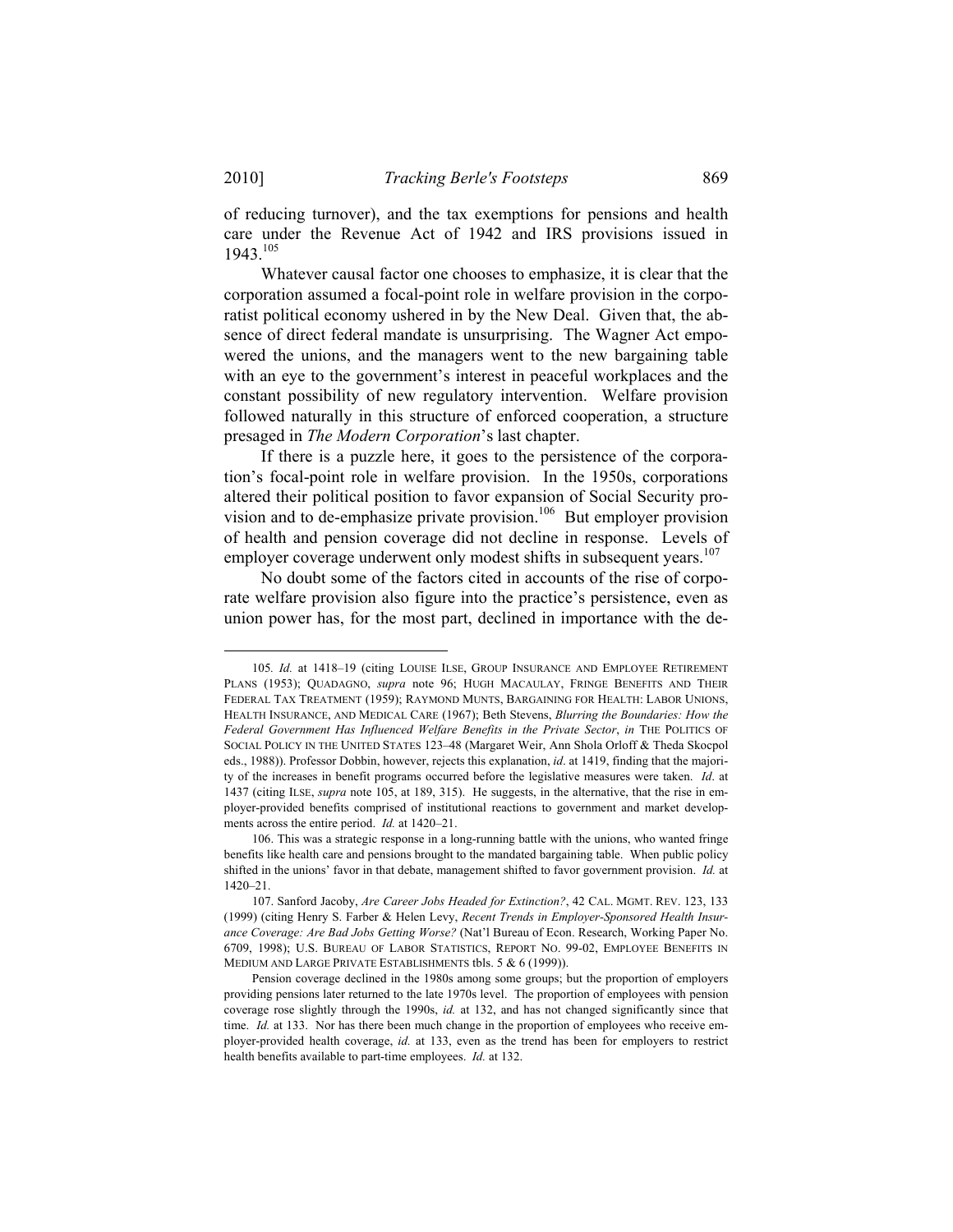of reducing turnover), and the tax exemptions for pensions and health care under the Revenue Act of 1942 and IRS provisions issued in 1943.[105]

Whatever causal factor one chooses to emphasize, it is clear that the corporation assumed a focal-point role in welfare provision in the corporatist political economy ushered in by the New Deal. Given that, the absence of direct federal mandate is unsurprising. The Wagner Act empowered the unions, and the managers went to the new bargaining table with an eye to the government's interest in peaceful workplaces and the constant possibility of new regulatory intervention. Welfare provision followed naturally in this structure of enforced cooperation, a structure presaged in *The Modern Corporation*'s last chapter.

If there is a puzzle here, it goes to the persistence of the corporation's focal-point role in welfare provision. In the 1950s, corporations altered their political position to favor expansion of Social Security provision and to de-emphasize private provision.[106] But employer provision of health and pension coverage did not decline in response. Levels of employer coverage underwent only modest shifts in subsequent years.[107]

No doubt some of the factors cited in accounts of the rise of corporate welfare provision also figure into the practice's persistence, even as union power has, for the most part, declined in importance with the de-

---

105. *Id.* at 1418–19 (citing LOUISE ILSE, GROUP INSURANCE AND EMPLOYEE RETIREMENT PLANS (1953); QUADAGNO, *supra* note 96; HUGH MACAULAY, FRINGE BENEFITS AND THEIR FEDERAL TAX TREATMENT (1959); RAYMOND MUNTS, BARGAINING FOR HEALTH: LABOR UNIONS, HEALTH INSURANCE, AND MEDICAL CARE (1967); Beth Stevens, *Blurring the Boundaries: How the Federal Government Has Influenced Welfare Benefits in the Private Sector*, *in* THE POLITICS OF SOCIAL POLICY IN THE UNITED STATES 123–48 (Margaret Weir, Ann Shola Orloff & Theda Skocpol eds., 1988)). Professor Dobbin, however, rejects this explanation, *id*. at 1419, finding that the majority of the increases in benefit programs occurred before the legislative measures were taken. *Id*. at 1437 (citing ILSE, *supra* note 105, at 189, 315). He suggests, in the alternative, that the rise in employer-provided benefits comprised of institutional reactions to government and market developments across the entire period. *Id.* at 1420–21.

106. This was a strategic response in a long-running battle with the unions, who wanted fringe benefits like health care and pensions brought to the mandated bargaining table. When public policy shifted in the unions' favor in that debate, management shifted to favor government provision. *Id.* at 1420–21.

107. Sanford Jacoby, *Are Career Jobs Headed for Extinction?*, 42 CAL. MGMT. REV. 123, 133 (1999) (citing Henry S. Farber & Helen Levy, *Recent Trends in Employer-Sponsored Health Insurance Coverage: Are Bad Jobs Getting Worse?* (Nat'l Bureau of Econ. Research, Working Paper No. 6709, 1998); U.S. BUREAU OF LABOR STATISTICS, REPORT NO. 99-02, EMPLOYEE BENEFITS IN MEDIUM AND LARGE PRIVATE ESTABLISHMENTS tbls. 5 & 6 (1999)).

Pension coverage declined in the 1980s among some groups; but the proportion of employers providing pensions later returned to the late 1970s level. The proportion of employees with pension coverage rose slightly through the 1990s, *id.* at 132, and has not changed significantly since that time. *Id.* at 133. Nor has there been much change in the proportion of employees who receive employer-provided health coverage, *id.* at 133, even as the trend has been for employers to restrict health benefits available to part-time employees. *Id.* at 132.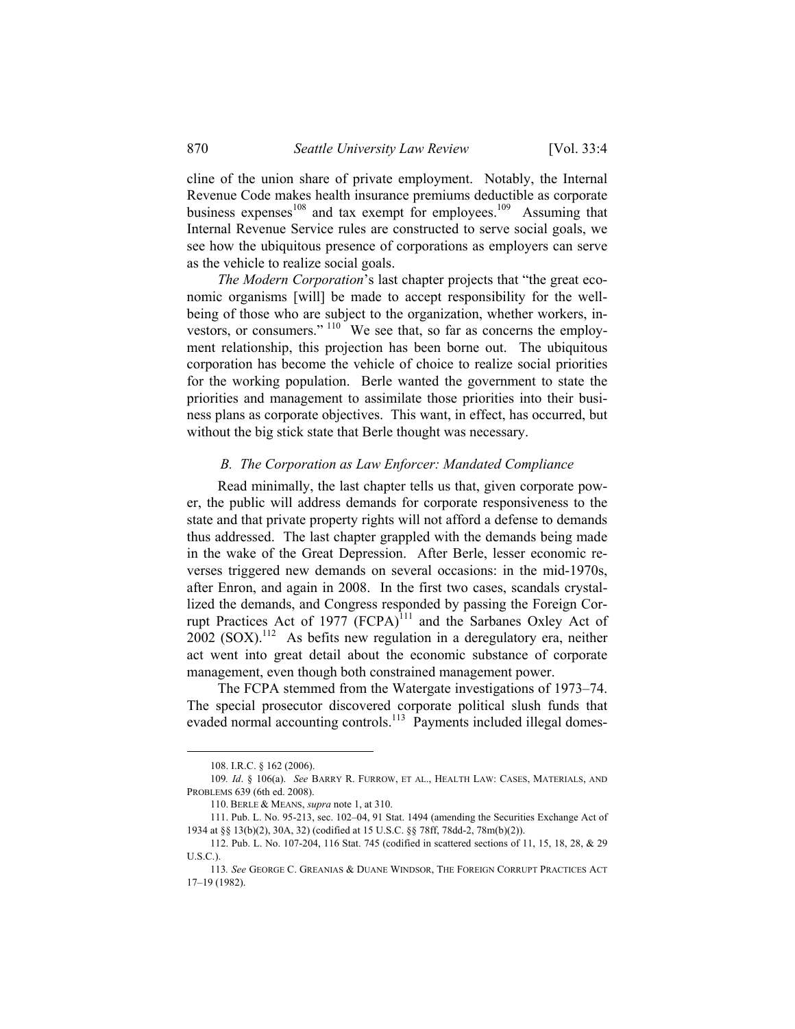cline of the union share of private employment. Notably, the Internal Revenue Code makes health insurance premiums deductible as corporate business expenses[108] and tax exempt for employees.[109] Assuming that Internal Revenue Service rules are constructed to serve social goals, we see how the ubiquitous presence of corporations as employers can serve as the vehicle to realize social goals.

*The Modern Corporation*'s last chapter projects that "the great economic organisms [will] be made to accept responsibility for the well-being of those who are subject to the organization, whether workers, investors, or consumers."[110] We see that, so far as concerns the employment relationship, this projection has been borne out. The ubiquitous corporation has become the vehicle of choice to realize social priorities for the working population. Berle wanted the government to state the priorities and management to assimilate those priorities into their business plans as corporate objectives. This want, in effect, has occurred, but without the big stick state that Berle thought was necessary.

### *B. The Corporation as Law Enforcer: Mandated Compliance*

Read minimally, the last chapter tells us that, given corporate power, the public will address demands for corporate responsiveness to the state and that private property rights will not afford a defense to demands thus addressed. The last chapter grappled with the demands being made in the wake of the Great Depression. After Berle, lesser economic reverses triggered new demands on several occasions: in the mid-1970s, after Enron, and again in 2008. In the first two cases, scandals crystallized the demands, and Congress responded by passing the Foreign Corrupt Practices Act of 1977 (FCPA)[111] and the Sarbanes Oxley Act of 2002 (SOX).[112] As befits new regulation in a deregulatory era, neither act went into great detail about the economic substance of corporate management, even though both constrained management power.

The FCPA stemmed from the Watergate investigations of 1973–74. The special prosecutor discovered corporate political slush funds that evaded normal accounting controls.[113] Payments included illegal domes-

---

108. I.R.C. § 162 (2006).

109. *Id*. § 106(a). *See* BARRY R. FURROW, ET AL., HEALTH LAW: CASES, MATERIALS, AND PROBLEMS 639 (6th ed. 2008).

110. BERLE & MEANS, *supra* note 1, at 310.

111. Pub. L. No. 95-213, sec. 102–04, 91 Stat. 1494 (amending the Securities Exchange Act of 1934 at §§ 13(b)(2), 30A, 32) (codified at 15 U.S.C. §§ 78ff, 78dd-2, 78m(b)(2)).

112. Pub. L. No. 107-204, 116 Stat. 745 (codified in scattered sections of 11, 15, 18, 28, & 29 U.S.C.).

113. *See* GEORGE C. GREANIAS & DUANE WINDSOR, THE FOREIGN CORRUPT PRACTICES ACT 17–19 (1982).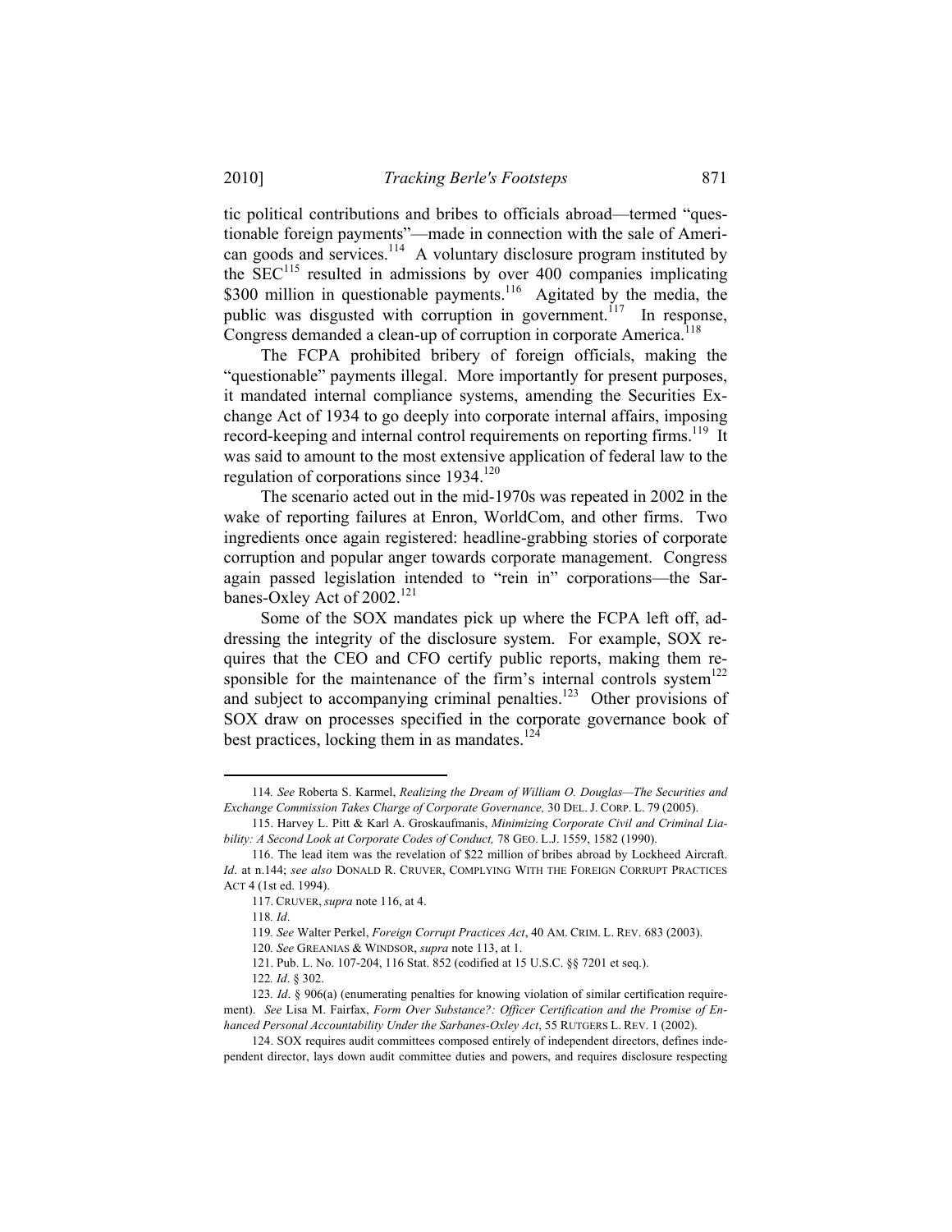tic political contributions and bribes to officials abroad—termed "questionable foreign payments"—made in connection with the sale of American goods and services.[114] A voluntary disclosure program instituted by the SEC[115] resulted in admissions by over 400 companies implicating $300 million in questionable payments.[116] Agitated by the media, the public was disgusted with corruption in government.[117] In response, Congress demanded a clean-up of corruption in corporate America.[118]

The FCPA prohibited bribery of foreign officials, making the "questionable" payments illegal. More importantly for present purposes, it mandated internal compliance systems, amending the Securities Exchange Act of 1934 to go deeply into corporate internal affairs, imposing record-keeping and internal control requirements on reporting firms.[119] It was said to amount to the most extensive application of federal law to the regulation of corporations since 1934.[120]

The scenario acted out in the mid-1970s was repeated in 2002 in the wake of reporting failures at Enron, WorldCom, and other firms. Two ingredients once again registered: headline-grabbing stories of corporate corruption and popular anger towards corporate management. Congress again passed legislation intended to "rein in" corporations—the Sarbanes-Oxley Act of 2002.[121]

Some of the SOX mandates pick up where the FCPA left off, addressing the integrity of the disclosure system. For example, SOX requires that the CEO and CFO certify public reports, making them responsible for the maintenance of the firm's internal controls system[122] and subject to accompanying criminal penalties.[123] Other provisions of SOX draw on processes specified in the corporate governance book of best practices, locking them in as mandates.[124]

---

114. *See* Roberta S. Karmel, *Realizing the Dream of William O. Douglas—The Securities and Exchange Commission Takes Charge of Corporate Governance,* 30 DEL. J. CORP. L. 79 (2005).

115. Harvey L. Pitt & Karl A. Groskaufmanis, *Minimizing Corporate Civil and Criminal Liability: A Second Look at Corporate Codes of Conduct,* 78 GEO. L.J. 1559, 1582 (1990).

116. The lead item was the revelation of $22 million of bribes abroad by Lockheed Aircraft. *Id*. at n.144; *see also* DONALD R. CRUVER, COMPLYING WITH THE FOREIGN CORRUPT PRACTICES ACT 4 (1st ed. 1994).

117. CRUVER, *supra* note 116, at 4.

118. *Id*.

119. *See* Walter Perkel, *Foreign Corrupt Practices Act*, 40 AM. CRIM. L. REV. 683 (2003).

120. *See* GREANIAS & WINDSOR, *supra* note 113, at 1.

121. Pub. L. No. 107-204, 116 Stat. 852 (codified at 15 U.S.C. §§ 7201 et seq.).

122. *Id*. § 302.

123. *Id*. § 906(a) (enumerating penalties for knowing violation of similar certification requirement). *See* Lisa M. Fairfax, *Form Over Substance?: Officer Certification and the Promise of Enhanced Personal Accountability Under the Sarbanes-Oxley Act*, 55 RUTGERS L. REV. 1 (2002).

124. SOX requires audit committees composed entirely of independent directors, defines independent director, lays down audit committee duties and powers, and requires disclosure respecting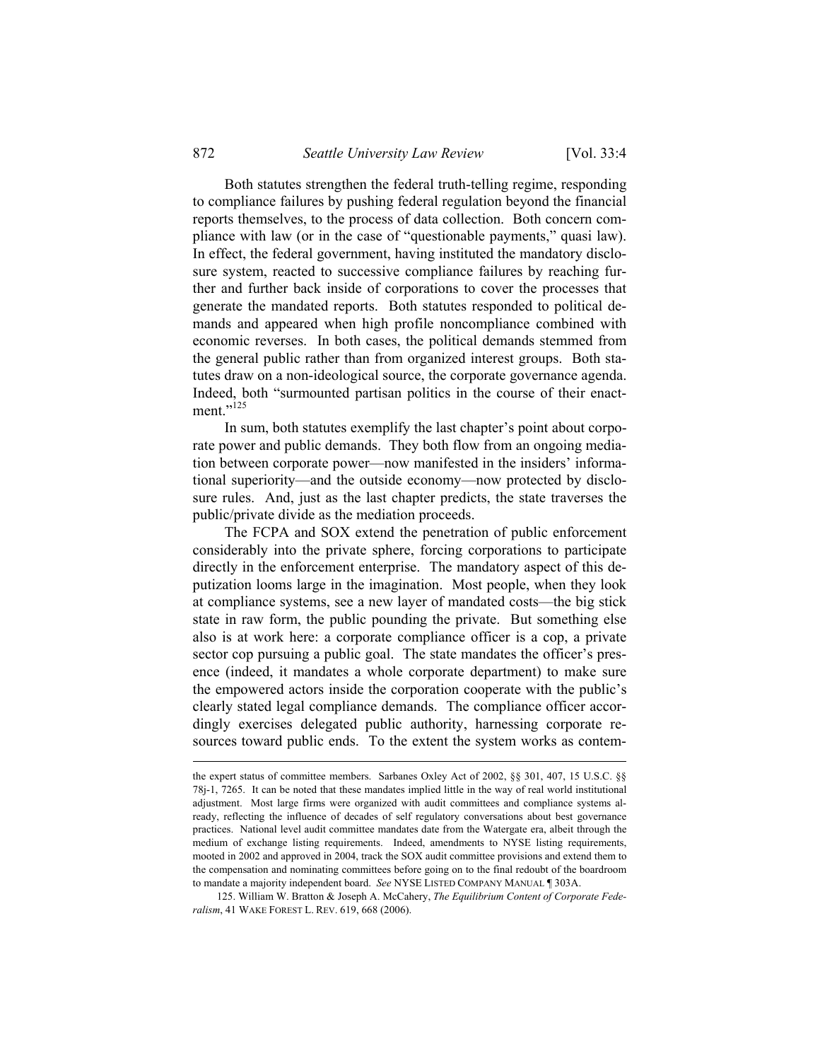Both statutes strengthen the federal truth-telling regime, responding to compliance failures by pushing federal regulation beyond the financial reports themselves, to the process of data collection. Both concern compliance with law (or in the case of "questionable payments," quasi law). In effect, the federal government, having instituted the mandatory disclosure system, reacted to successive compliance failures by reaching further and further back inside of corporations to cover the processes that generate the mandated reports. Both statutes responded to political demands and appeared when high profile noncompliance combined with economic reverses. In both cases, the political demands stemmed from the general public rather than from organized interest groups. Both statutes draw on a non-ideological source, the corporate governance agenda. Indeed, both "surmounted partisan politics in the course of their enactment."[125]

In sum, both statutes exemplify the last chapter's point about corporate power and public demands. They both flow from an ongoing mediation between corporate power—now manifested in the insiders' informational superiority—and the outside economy—now protected by disclosure rules. And, just as the last chapter predicts, the state traverses the public/private divide as the mediation proceeds.

The FCPA and SOX extend the penetration of public enforcement considerably into the private sphere, forcing corporations to participate directly in the enforcement enterprise. The mandatory aspect of this deputization looms large in the imagination. Most people, when they look at compliance systems, see a new layer of mandated costs—the big stick state in raw form, the public pounding the private. But something else also is at work here: a corporate compliance officer is a cop, a private sector cop pursuing a public goal. The state mandates the officer's presence (indeed, it mandates a whole corporate department) to make sure the empowered actors inside the corporation cooperate with the public's clearly stated legal compliance demands. The compliance officer accordingly exercises delegated public authority, harnessing corporate resources toward public ends. To the extent the system works as contem-

---

the expert status of committee members. Sarbanes Oxley Act of 2002, §§ 301, 407, 15 U.S.C. §§ 78j-1, 7265. It can be noted that these mandates implied little in the way of real world institutional adjustment. Most large firms were organized with audit committees and compliance systems already, reflecting the influence of decades of self regulatory conversations about best governance practices. National level audit committee mandates date from the Watergate era, albeit through the medium of exchange listing requirements. Indeed, amendments to NYSE listing requirements, mooted in 2002 and approved in 2004, track the SOX audit committee provisions and extend them to the compensation and nominating committees before going on to the final redoubt of the boardroom to mandate a majority independent board. *See* NYSE LISTED COMPANY MANUAL ¶ 303A.

125. William W. Bratton & Joseph A. McCahery, *The Equilibrium Content of Corporate Federalism*, 41 WAKE FOREST L. REV. 619, 668 (2006).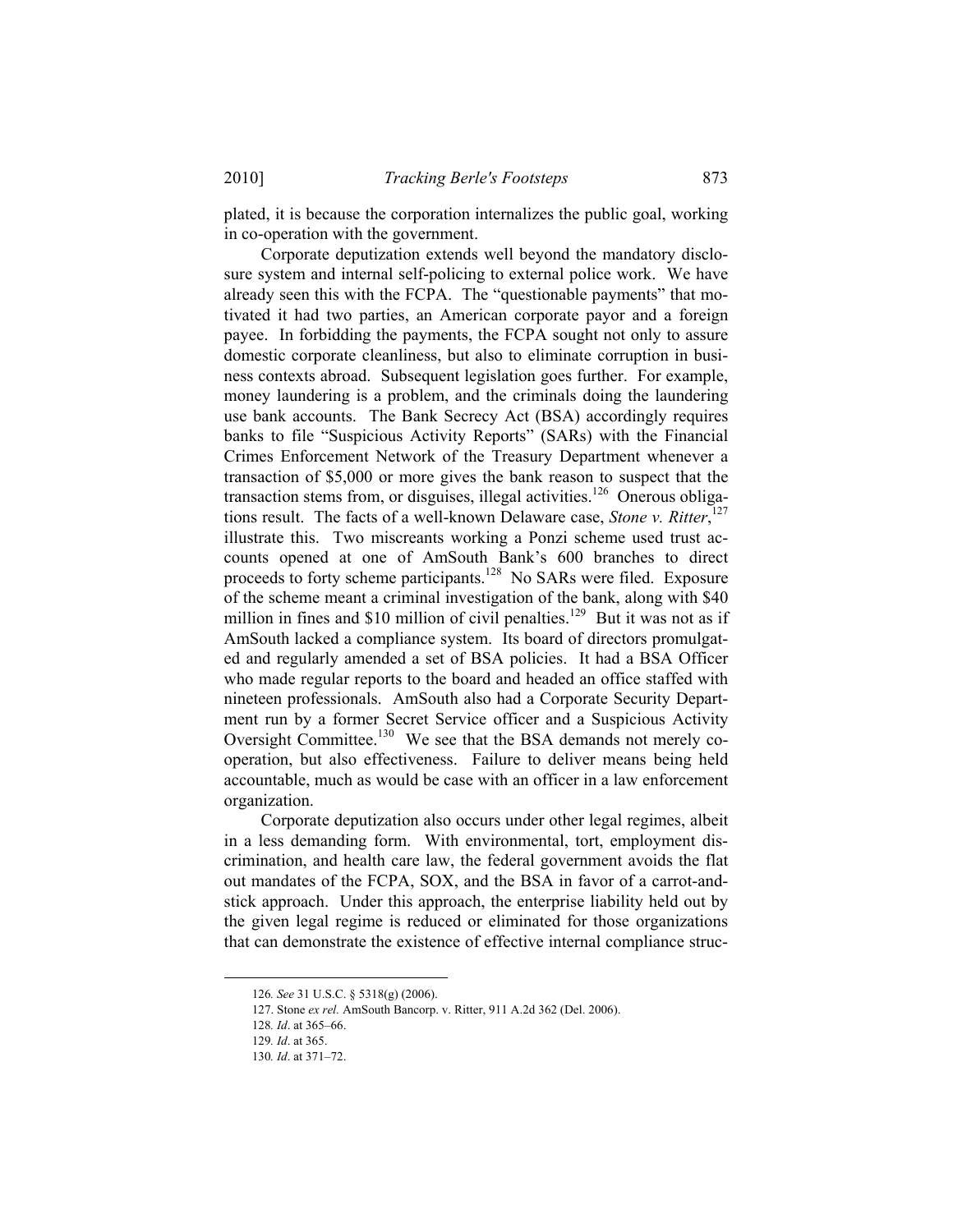plated, it is because the corporation internalizes the public goal, working in co-operation with the government.

Corporate deputization extends well beyond the mandatory disclosure system and internal self-policing to external police work. We have already seen this with the FCPA. The "questionable payments" that motivated it had two parties, an American corporate payor and a foreign payee. In forbidding the payments, the FCPA sought not only to assure domestic corporate cleanliness, but also to eliminate corruption in business contexts abroad. Subsequent legislation goes further. For example, money laundering is a problem, and the criminals doing the laundering use bank accounts. The Bank Secrecy Act (BSA) accordingly requires banks to file "Suspicious Activity Reports" (SARs) with the Financial Crimes Enforcement Network of the Treasury Department whenever a transaction of $5,000 or more gives the bank reason to suspect that the transaction stems from, or disguises, illegal activities.[126] Onerous obligations result. The facts of a well-known Delaware case, *Stone v. Ritter*,[127] illustrate this. Two miscreants working a Ponzi scheme used trust accounts opened at one of AmSouth Bank's 600 branches to direct proceeds to forty scheme participants.[128] No SARs were filed. Exposure of the scheme meant a criminal investigation of the bank, along with $40 million in fines and $10 million of civil penalties.[129] But it was not as if AmSouth lacked a compliance system. Its board of directors promulgated and regularly amended a set of BSA policies. It had a BSA Officer who made regular reports to the board and headed an office staffed with nineteen professionals. AmSouth also had a Corporate Security Department run by a former Secret Service officer and a Suspicious Activity Oversight Committee.[130] We see that the BSA demands not merely cooperation, but also effectiveness. Failure to deliver means being held accountable, much as would be case with an officer in a law enforcement organization.

Corporate deputization also occurs under other legal regimes, albeit in a less demanding form. With environmental, tort, employment discrimination, and health care law, the federal government avoids the flat out mandates of the FCPA, SOX, and the BSA in favor of a carrot-and-stick approach. Under this approach, the enterprise liability held out by the given legal regime is reduced or eliminated for those organizations that can demonstrate the existence of effective internal compliance struc-

---

126. *See* 31 U.S.C. § 5318(g) (2006).

127. Stone *ex rel.* AmSouth Bancorp. v. Ritter, 911 A.2d 362 (Del. 2006).

128. *Id*. at 365–66.

129. *Id*. at 365.

130. *Id*. at 371–72.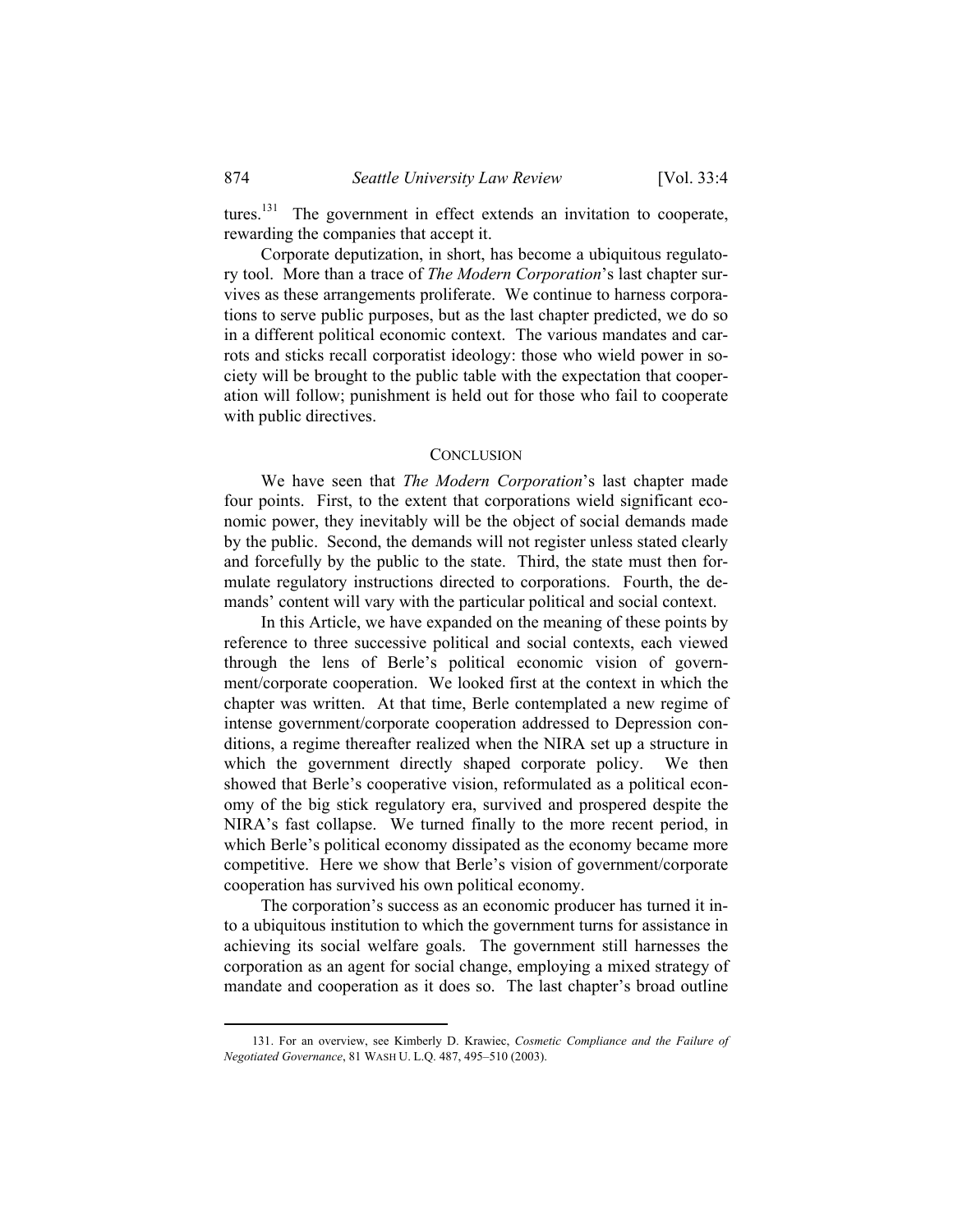tures.[131] The government in effect extends an invitation to cooperate, rewarding the companies that accept it.

Corporate deputization, in short, has become a ubiquitous regulatory tool. More than a trace of *The Modern Corporation*'s last chapter survives as these arrangements proliferate. We continue to harness corporations to serve public purposes, but as the last chapter predicted, we do so in a different political economic context. The various mandates and carrots and sticks recall corporatist ideology: those who wield power in society will be brought to the public table with the expectation that cooperation will follow; punishment is held out for those who fail to cooperate with public directives.

## CONCLUSION

We have seen that *The Modern Corporation*'s last chapter made four points. First, to the extent that corporations wield significant economic power, they inevitably will be the object of social demands made by the public. Second, the demands will not register unless stated clearly and forcefully by the public to the state. Third, the state must then formulate regulatory instructions directed to corporations. Fourth, the demands' content will vary with the particular political and social context.

In this Article, we have expanded on the meaning of these points by reference to three successive political and social contexts, each viewed through the lens of Berle's political economic vision of government/corporate cooperation. We looked first at the context in which the chapter was written. At that time, Berle contemplated a new regime of intense government/corporate cooperation addressed to Depression conditions, a regime thereafter realized when the NIRA set up a structure in which the government directly shaped corporate policy. We then showed that Berle's cooperative vision, reformulated as a political economy of the big stick regulatory era, survived and prospered despite the NIRA's fast collapse. We turned finally to the more recent period, in which Berle's political economy dissipated as the economy became more competitive. Here we show that Berle's vision of government/corporate cooperation has survived his own political economy.

The corporation's success as an economic producer has turned it into a ubiquitous institution to which the government turns for assistance in achieving its social welfare goals. The government still harnesses the corporation as an agent for social change, employing a mixed strategy of mandate and cooperation as it does so. The last chapter's broad outline

---

131. For an overview, see Kimberly D. Krawiec, *Cosmetic Compliance and the Failure of Negotiated Governance*, 81 WASH U. L.Q. 487, 495–510 (2003).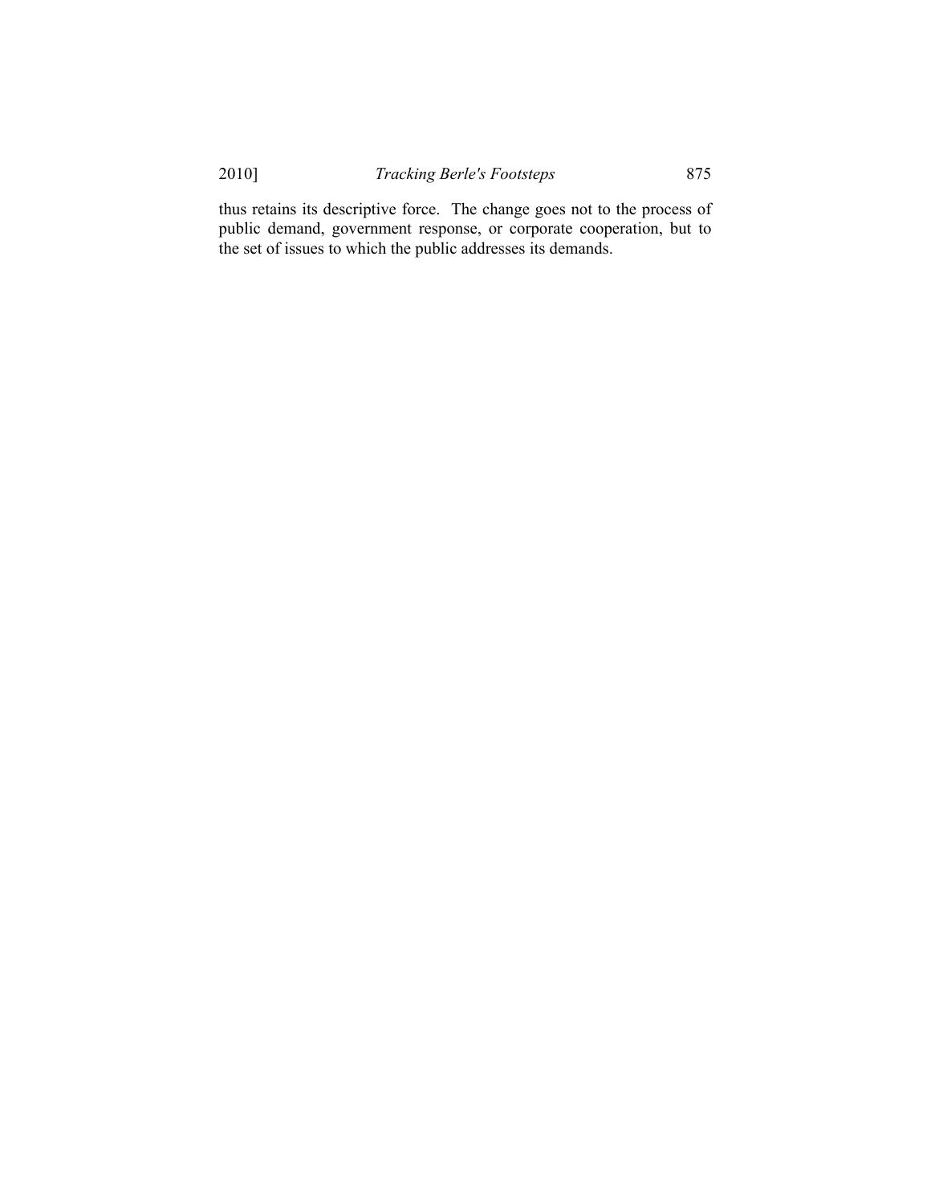thus retains its descriptive force. The change goes not to the process of public demand, government response, or corporate cooperation, but to the set of issues to which the public addresses its demands.